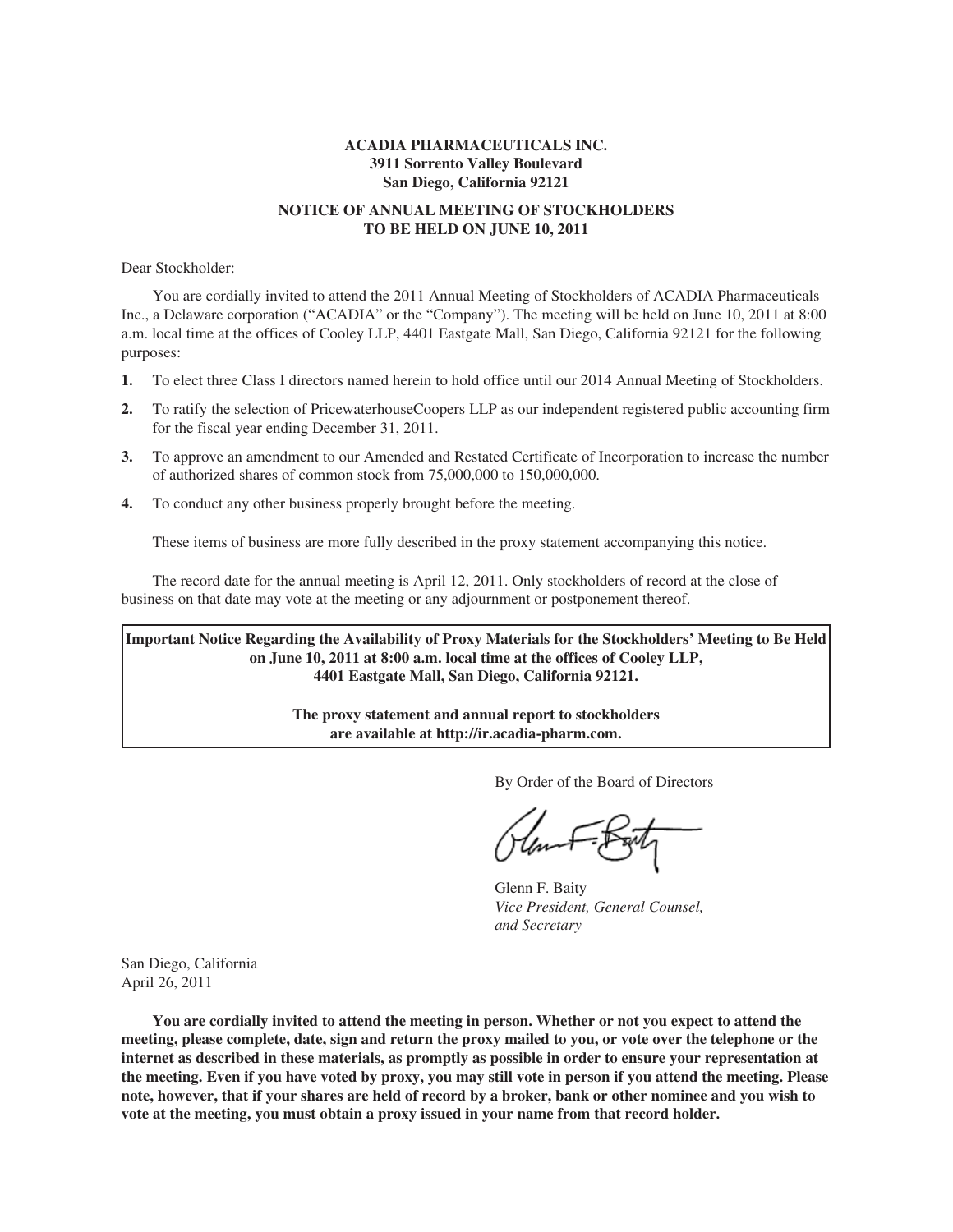**ACADIA PHARMACEUTICALS INC.**
**3911 Sorrento Valley Boulevard**
**San Diego, California 92121**

**NOTICE OF ANNUAL MEETING OF STOCKHOLDERS**
**TO BE HELD ON JUNE 10, 2011**

Dear Stockholder:

You are cordially invited to attend the 2011 Annual Meeting of Stockholders of ACADIA Pharmaceuticals Inc., a Delaware corporation ("ACADIA" or the "Company"). The meeting will be held on June 10, 2011 at 8:00 a.m. local time at the offices of Cooley LLP, 4401 Eastgate Mall, San Diego, California 92121 for the following purposes:

1. To elect three Class I directors named herein to hold office until our 2014 Annual Meeting of Stockholders.
2. To ratify the selection of PricewaterhouseCoopers LLP as our independent registered public accounting firm for the fiscal year ending December 31, 2011.
3. To approve an amendment to our Amended and Restated Certificate of Incorporation to increase the number of authorized shares of common stock from 75,000,000 to 150,000,000.
4. To conduct any other business properly brought before the meeting.

These items of business are more fully described in the proxy statement accompanying this notice.

The record date for the annual meeting is April 12, 2011. Only stockholders of record at the close of business on that date may vote at the meeting or any adjournment or postponement thereof.

**Important Notice Regarding the Availability of Proxy Materials for the Stockholders' Meeting to Be Held on June 10, 2011 at 8:00 a.m. local time at the offices of Cooley LLP, 4401 Eastgate Mall, San Diego, California 92121.**

**The proxy statement and annual report to stockholders are available at http://ir.acadia-pharm.com.**

By Order of the Board of Directors

Glenn F. Baity
*Vice President, General Counsel, and Secretary*

San Diego, California
April 26, 2011

**You are cordially invited to attend the meeting in person. Whether or not you expect to attend the meeting, please complete, date, sign and return the proxy mailed to you, or vote over the telephone or the internet as described in these materials, as promptly as possible in order to ensure your representation at the meeting. Even if you have voted by proxy, you may still vote in person if you attend the meeting. Please note, however, that if your shares are held of record by a broker, bank or other nominee and you wish to vote at the meeting, you must obtain a proxy issued in your name from that record holder.**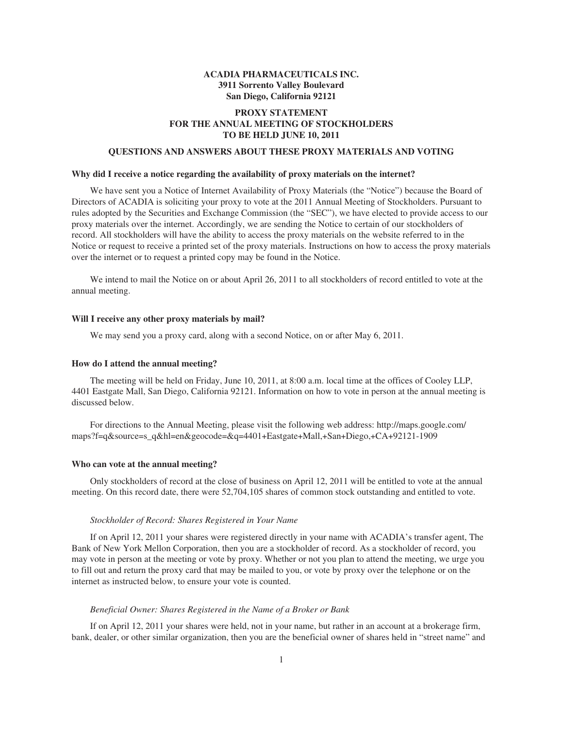**ACADIA PHARMACEUTICALS INC.**
**3911 Sorrento Valley Boulevard**
**San Diego, California 92121**

# PROXY STATEMENT FOR THE ANNUAL MEETING OF STOCKHOLDERS TO BE HELD JUNE 10, 2011

## QUESTIONS AND ANSWERS ABOUT THESE PROXY MATERIALS AND VOTING

### Why did I receive a notice regarding the availability of proxy materials on the internet?

We have sent you a Notice of Internet Availability of Proxy Materials (the "Notice") because the Board of Directors of ACADIA is soliciting your proxy to vote at the 2011 Annual Meeting of Stockholders. Pursuant to rules adopted by the Securities and Exchange Commission (the "SEC"), we have elected to provide access to our proxy materials over the internet. Accordingly, we are sending the Notice to certain of our stockholders of record. All stockholders will have the ability to access the proxy materials on the website referred to in the Notice or request to receive a printed set of the proxy materials. Instructions on how to access the proxy materials over the internet or to request a printed copy may be found in the Notice.

We intend to mail the Notice on or about April 26, 2011 to all stockholders of record entitled to vote at the annual meeting.

### Will I receive any other proxy materials by mail?

We may send you a proxy card, along with a second Notice, on or after May 6, 2011.

### How do I attend the annual meeting?

The meeting will be held on Friday, June 10, 2011, at 8:00 a.m. local time at the offices of Cooley LLP, 4401 Eastgate Mall, San Diego, California 92121. Information on how to vote in person at the annual meeting is discussed below.

For directions to the Annual Meeting, please visit the following web address: http://maps.google.com/maps?f=q&source=s_q&hl=en&geocode=&q=4401+Eastgate+Mall,+San+Diego,+CA+92121-1909

### Who can vote at the annual meeting?

Only stockholders of record at the close of business on April 12, 2011 will be entitled to vote at the annual meeting. On this record date, there were 52,704,105 shares of common stock outstanding and entitled to vote.

*Stockholder of Record: Shares Registered in Your Name*

If on April 12, 2011 your shares were registered directly in your name with ACADIA's transfer agent, The Bank of New York Mellon Corporation, then you are a stockholder of record. As a stockholder of record, you may vote in person at the meeting or vote by proxy. Whether or not you plan to attend the meeting, we urge you to fill out and return the proxy card that may be mailed to you, or vote by proxy over the telephone or on the internet as instructed below, to ensure your vote is counted.

*Beneficial Owner: Shares Registered in the Name of a Broker or Bank*

If on April 12, 2011 your shares were held, not in your name, but rather in an account at a brokerage firm, bank, dealer, or other similar organization, then you are the beneficial owner of shares held in "street name" and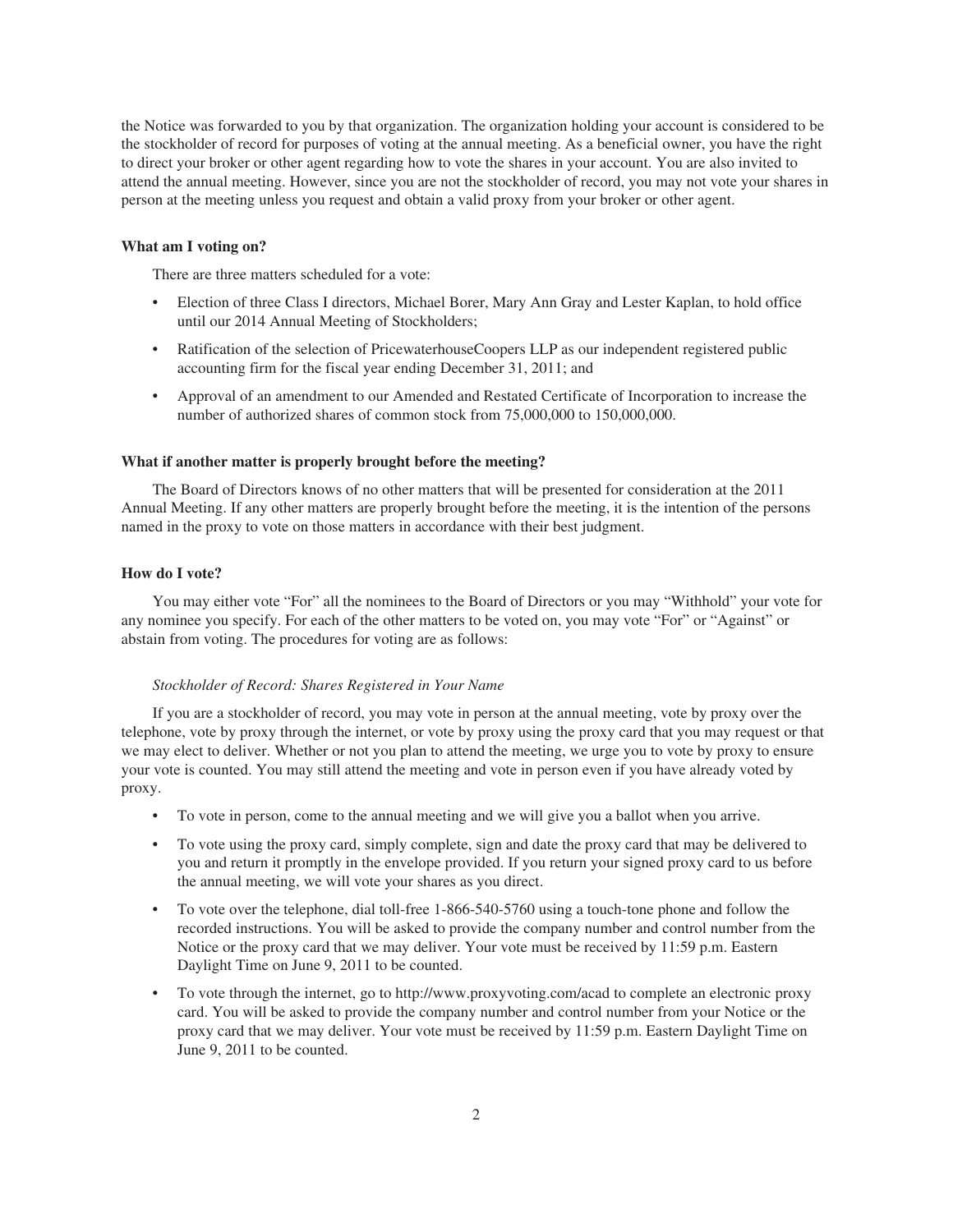the Notice was forwarded to you by that organization. The organization holding your account is considered to be the stockholder of record for purposes of voting at the annual meeting. As a beneficial owner, you have the right to direct your broker or other agent regarding how to vote the shares in your account. You are also invited to attend the annual meeting. However, since you are not the stockholder of record, you may not vote your shares in person at the meeting unless you request and obtain a valid proxy from your broker or other agent.

**What am I voting on?**

There are three matters scheduled for a vote:

- Election of three Class I directors, Michael Borer, Mary Ann Gray and Lester Kaplan, to hold office until our 2014 Annual Meeting of Stockholders;
- Ratification of the selection of PricewaterhouseCoopers LLP as our independent registered public accounting firm for the fiscal year ending December 31, 2011; and
- Approval of an amendment to our Amended and Restated Certificate of Incorporation to increase the number of authorized shares of common stock from 75,000,000 to 150,000,000.

**What if another matter is properly brought before the meeting?**

The Board of Directors knows of no other matters that will be presented for consideration at the 2011 Annual Meeting. If any other matters are properly brought before the meeting, it is the intention of the persons named in the proxy to vote on those matters in accordance with their best judgment.

**How do I vote?**

You may either vote "For" all the nominees to the Board of Directors or you may "Withhold" your vote for any nominee you specify. For each of the other matters to be voted on, you may vote "For" or "Against" or abstain from voting. The procedures for voting are as follows:

*Stockholder of Record: Shares Registered in Your Name*

If you are a stockholder of record, you may vote in person at the annual meeting, vote by proxy over the telephone, vote by proxy through the internet, or vote by proxy using the proxy card that you may request or that we may elect to deliver. Whether or not you plan to attend the meeting, we urge you to vote by proxy to ensure your vote is counted. You may still attend the meeting and vote in person even if you have already voted by proxy.

- To vote in person, come to the annual meeting and we will give you a ballot when you arrive.
- To vote using the proxy card, simply complete, sign and date the proxy card that may be delivered to you and return it promptly in the envelope provided. If you return your signed proxy card to us before the annual meeting, we will vote your shares as you direct.
- To vote over the telephone, dial toll-free 1-866-540-5760 using a touch-tone phone and follow the recorded instructions. You will be asked to provide the company number and control number from the Notice or the proxy card that we may deliver. Your vote must be received by 11:59 p.m. Eastern Daylight Time on June 9, 2011 to be counted.
- To vote through the internet, go to http://www.proxyvoting.com/acad to complete an electronic proxy card. You will be asked to provide the company number and control number from your Notice or the proxy card that we may deliver. Your vote must be received by 11:59 p.m. Eastern Daylight Time on June 9, 2011 to be counted.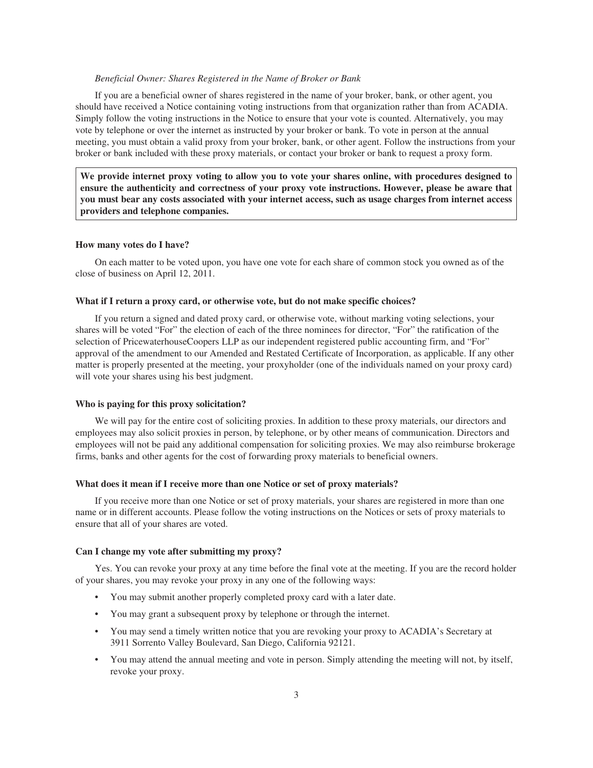*Beneficial Owner: Shares Registered in the Name of Broker or Bank*

If you are a beneficial owner of shares registered in the name of your broker, bank, or other agent, you should have received a Notice containing voting instructions from that organization rather than from ACADIA. Simply follow the voting instructions in the Notice to ensure that your vote is counted. Alternatively, you may vote by telephone or over the internet as instructed by your broker or bank. To vote in person at the annual meeting, you must obtain a valid proxy from your broker, bank, or other agent. Follow the instructions from your broker or bank included with these proxy materials, or contact your broker or bank to request a proxy form.

**We provide internet proxy voting to allow you to vote your shares online, with procedures designed to ensure the authenticity and correctness of your proxy vote instructions. However, please be aware that you must bear any costs associated with your internet access, such as usage charges from internet access providers and telephone companies.**

**How many votes do I have?**

On each matter to be voted upon, you have one vote for each share of common stock you owned as of the close of business on April 12, 2011.

**What if I return a proxy card, or otherwise vote, but do not make specific choices?**

If you return a signed and dated proxy card, or otherwise vote, without marking voting selections, your shares will be voted "For" the election of each of the three nominees for director, "For" the ratification of the selection of PricewaterhouseCoopers LLP as our independent registered public accounting firm, and "For" approval of the amendment to our Amended and Restated Certificate of Incorporation, as applicable. If any other matter is properly presented at the meeting, your proxyholder (one of the individuals named on your proxy card) will vote your shares using his best judgment.

**Who is paying for this proxy solicitation?**

We will pay for the entire cost of soliciting proxies. In addition to these proxy materials, our directors and employees may also solicit proxies in person, by telephone, or by other means of communication. Directors and employees will not be paid any additional compensation for soliciting proxies. We may also reimburse brokerage firms, banks and other agents for the cost of forwarding proxy materials to beneficial owners.

**What does it mean if I receive more than one Notice or set of proxy materials?**

If you receive more than one Notice or set of proxy materials, your shares are registered in more than one name or in different accounts. Please follow the voting instructions on the Notices or sets of proxy materials to ensure that all of your shares are voted.

**Can I change my vote after submitting my proxy?**

Yes. You can revoke your proxy at any time before the final vote at the meeting. If you are the record holder of your shares, you may revoke your proxy in any one of the following ways:

- You may submit another properly completed proxy card with a later date.
- You may grant a subsequent proxy by telephone or through the internet.
- You may send a timely written notice that you are revoking your proxy to ACADIA's Secretary at 3911 Sorrento Valley Boulevard, San Diego, California 92121.
- You may attend the annual meeting and vote in person. Simply attending the meeting will not, by itself, revoke your proxy.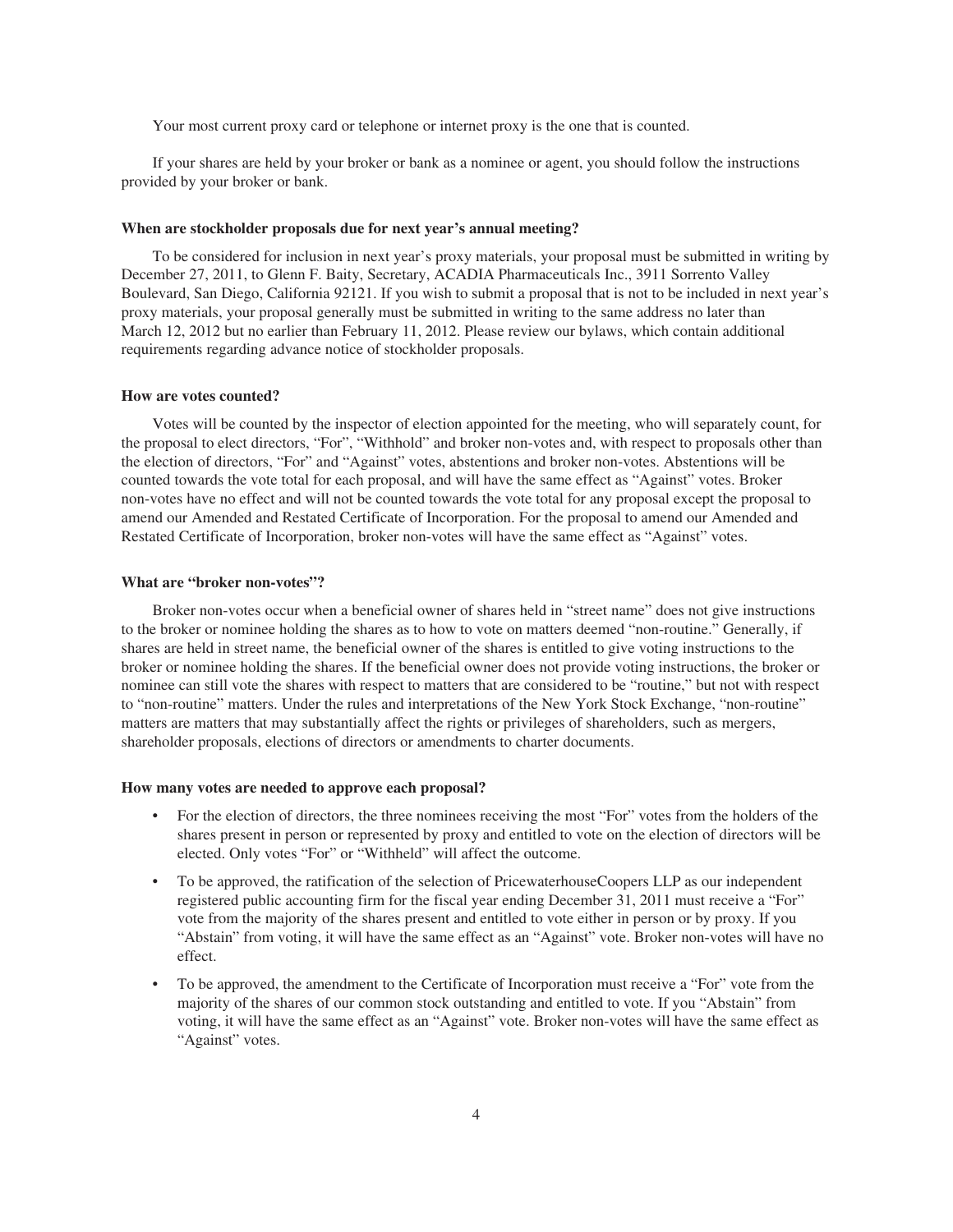Your most current proxy card or telephone or internet proxy is the one that is counted.

If your shares are held by your broker or bank as a nominee or agent, you should follow the instructions provided by your broker or bank.

**When are stockholder proposals due for next year's annual meeting?**

To be considered for inclusion in next year's proxy materials, your proposal must be submitted in writing by December 27, 2011, to Glenn F. Baity, Secretary, ACADIA Pharmaceuticals Inc., 3911 Sorrento Valley Boulevard, San Diego, California 92121. If you wish to submit a proposal that is not to be included in next year's proxy materials, your proposal generally must be submitted in writing to the same address no later than March 12, 2012 but no earlier than February 11, 2012. Please review our bylaws, which contain additional requirements regarding advance notice of stockholder proposals.

**How are votes counted?**

Votes will be counted by the inspector of election appointed for the meeting, who will separately count, for the proposal to elect directors, "For", "Withhold" and broker non-votes and, with respect to proposals other than the election of directors, "For" and "Against" votes, abstentions and broker non-votes. Abstentions will be counted towards the vote total for each proposal, and will have the same effect as "Against" votes. Broker non-votes have no effect and will not be counted towards the vote total for any proposal except the proposal to amend our Amended and Restated Certificate of Incorporation. For the proposal to amend our Amended and Restated Certificate of Incorporation, broker non-votes will have the same effect as "Against" votes.

**What are "broker non-votes"?**

Broker non-votes occur when a beneficial owner of shares held in "street name" does not give instructions to the broker or nominee holding the shares as to how to vote on matters deemed "non-routine." Generally, if shares are held in street name, the beneficial owner of the shares is entitled to give voting instructions to the broker or nominee holding the shares. If the beneficial owner does not provide voting instructions, the broker or nominee can still vote the shares with respect to matters that are considered to be "routine," but not with respect to "non-routine" matters. Under the rules and interpretations of the New York Stock Exchange, "non-routine" matters are matters that may substantially affect the rights or privileges of shareholders, such as mergers, shareholder proposals, elections of directors or amendments to charter documents.

**How many votes are needed to approve each proposal?**

- For the election of directors, the three nominees receiving the most "For" votes from the holders of the shares present in person or represented by proxy and entitled to vote on the election of directors will be elected. Only votes "For" or "Withheld" will affect the outcome.
- To be approved, the ratification of the selection of PricewaterhouseCoopers LLP as our independent registered public accounting firm for the fiscal year ending December 31, 2011 must receive a "For" vote from the majority of the shares present and entitled to vote either in person or by proxy. If you "Abstain" from voting, it will have the same effect as an "Against" vote. Broker non-votes will have no effect.
- To be approved, the amendment to the Certificate of Incorporation must receive a "For" vote from the majority of the shares of our common stock outstanding and entitled to vote. If you "Abstain" from voting, it will have the same effect as an "Against" vote. Broker non-votes will have the same effect as "Against" votes.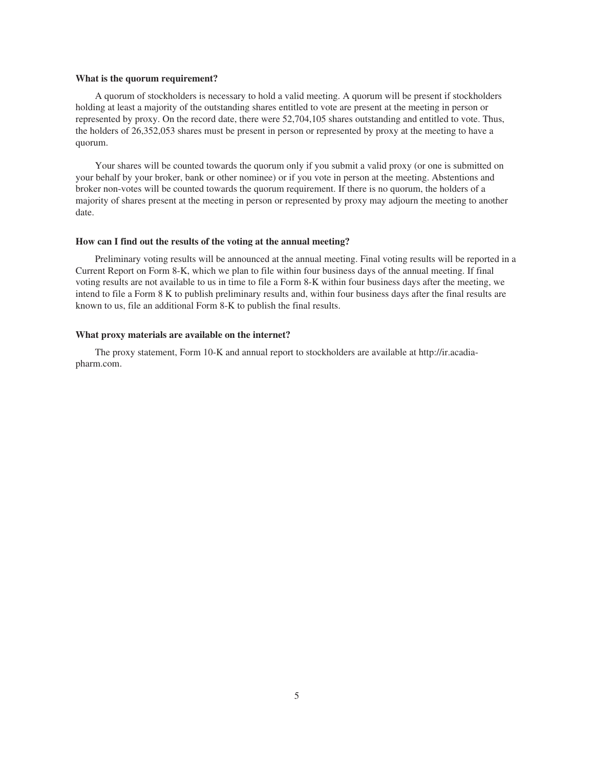**What is the quorum requirement?**

A quorum of stockholders is necessary to hold a valid meeting. A quorum will be present if stockholders holding at least a majority of the outstanding shares entitled to vote are present at the meeting in person or represented by proxy. On the record date, there were 52,704,105 shares outstanding and entitled to vote. Thus, the holders of 26,352,053 shares must be present in person or represented by proxy at the meeting to have a quorum.

Your shares will be counted towards the quorum only if you submit a valid proxy (or one is submitted on your behalf by your broker, bank or other nominee) or if you vote in person at the meeting. Abstentions and broker non-votes will be counted towards the quorum requirement. If there is no quorum, the holders of a majority of shares present at the meeting in person or represented by proxy may adjourn the meeting to another date.

**How can I find out the results of the voting at the annual meeting?**

Preliminary voting results will be announced at the annual meeting. Final voting results will be reported in a Current Report on Form 8-K, which we plan to file within four business days of the annual meeting. If final voting results are not available to us in time to file a Form 8-K within four business days after the meeting, we intend to file a Form 8 K to publish preliminary results and, within four business days after the final results are known to us, file an additional Form 8-K to publish the final results.

**What proxy materials are available on the internet?**

The proxy statement, Form 10-K and annual report to stockholders are available at http://ir.acadia-pharm.com.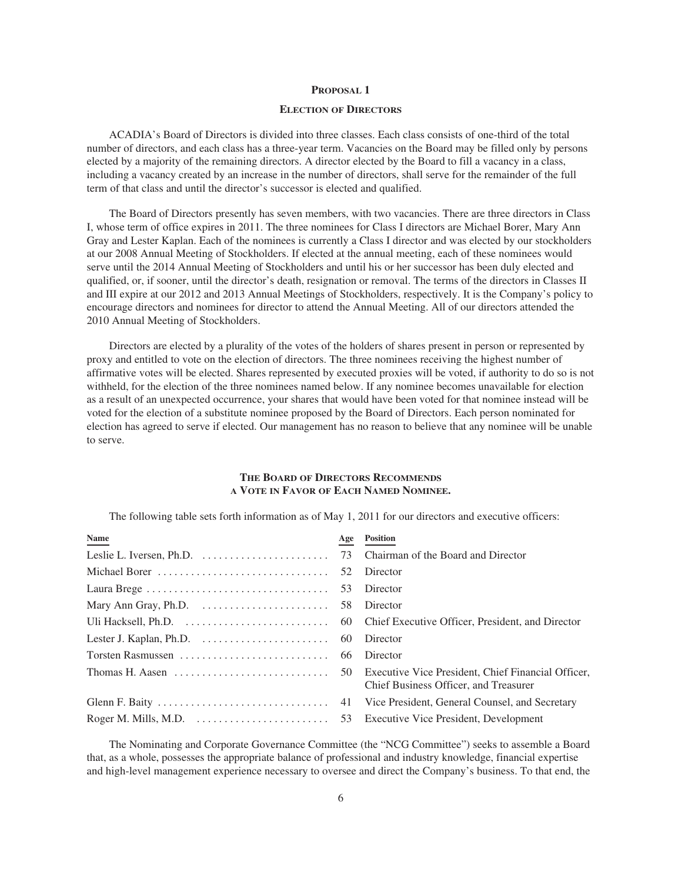## PROPOSAL 1

### ELECTION OF DIRECTORS

ACADIA's Board of Directors is divided into three classes. Each class consists of one-third of the total number of directors, and each class has a three-year term. Vacancies on the Board may be filled only by persons elected by a majority of the remaining directors. A director elected by the Board to fill a vacancy in a class, including a vacancy created by an increase in the number of directors, shall serve for the remainder of the full term of that class and until the director's successor is elected and qualified.

The Board of Directors presently has seven members, with two vacancies. There are three directors in Class I, whose term of office expires in 2011. The three nominees for Class I directors are Michael Borer, Mary Ann Gray and Lester Kaplan. Each of the nominees is currently a Class I director and was elected by our stockholders at our 2008 Annual Meeting of Stockholders. If elected at the annual meeting, each of these nominees would serve until the 2014 Annual Meeting of Stockholders and until his or her successor has been duly elected and qualified, or, if sooner, until the director's death, resignation or removal. The terms of the directors in Classes II and III expire at our 2012 and 2013 Annual Meetings of Stockholders, respectively. It is the Company's policy to encourage directors and nominees for director to attend the Annual Meeting. All of our directors attended the 2010 Annual Meeting of Stockholders.

Directors are elected by a plurality of the votes of the holders of shares present in person or represented by proxy and entitled to vote on the election of directors. The three nominees receiving the highest number of affirmative votes will be elected. Shares represented by executed proxies will be voted, if authority to do so is not withheld, for the election of the three nominees named below. If any nominee becomes unavailable for election as a result of an unexpected occurrence, your shares that would have been voted for that nominee instead will be voted for the election of a substitute nominee proposed by the Board of Directors. Each person nominated for election has agreed to serve if elected. Our management has no reason to believe that any nominee will be unable to serve.

**THE BOARD OF DIRECTORS RECOMMENDS A VOTE IN FAVOR OF EACH NAMED NOMINEE.**

The following table sets forth information as of May 1, 2011 for our directors and executive officers:

| Name | Age | Position |
|---|---|---|
| Leslie L. Iversen, Ph.D. | 73 | Chairman of the Board and Director |
| Michael Borer | 52 | Director |
| Laura Brege | 53 | Director |
| Mary Ann Gray, Ph.D. | 58 | Director |
| Uli Hacksell, Ph.D. | 60 | Chief Executive Officer, President, and Director |
| Lester J. Kaplan, Ph.D. | 60 | Director |
| Torsten Rasmussen | 66 | Director |
| Thomas H. Aasen | 50 | Executive Vice President, Chief Financial Officer, Chief Business Officer, and Treasurer |
| Glenn F. Baity | 41 | Vice President, General Counsel, and Secretary |
| Roger M. Mills, M.D. | 53 | Executive Vice President, Development |

The Nominating and Corporate Governance Committee (the "NCG Committee") seeks to assemble a Board that, as a whole, possesses the appropriate balance of professional and industry knowledge, financial expertise and high-level management experience necessary to oversee and direct the Company's business. To that end, the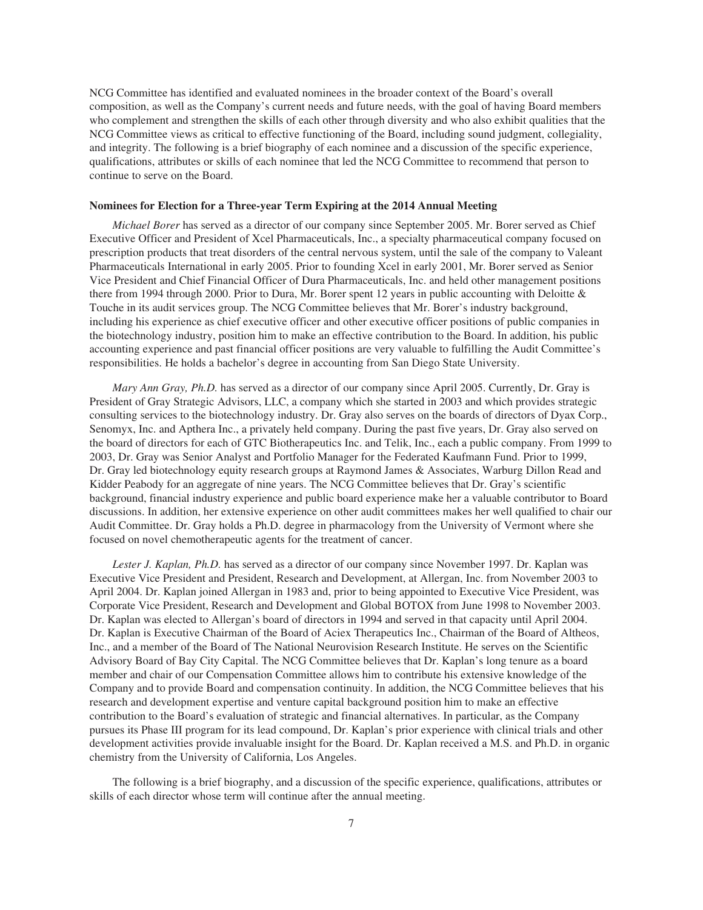NCG Committee has identified and evaluated nominees in the broader context of the Board's overall composition, as well as the Company's current needs and future needs, with the goal of having Board members who complement and strengthen the skills of each other through diversity and who also exhibit qualities that the NCG Committee views as critical to effective functioning of the Board, including sound judgment, collegiality, and integrity. The following is a brief biography of each nominee and a discussion of the specific experience, qualifications, attributes or skills of each nominee that led the NCG Committee to recommend that person to continue to serve on the Board.

**Nominees for Election for a Three-year Term Expiring at the 2014 Annual Meeting**

*Michael Borer* has served as a director of our company since September 2005. Mr. Borer served as Chief Executive Officer and President of Xcel Pharmaceuticals, Inc., a specialty pharmaceutical company focused on prescription products that treat disorders of the central nervous system, until the sale of the company to Valeant Pharmaceuticals International in early 2005. Prior to founding Xcel in early 2001, Mr. Borer served as Senior Vice President and Chief Financial Officer of Dura Pharmaceuticals, Inc. and held other management positions there from 1994 through 2000. Prior to Dura, Mr. Borer spent 12 years in public accounting with Deloitte & Touche in its audit services group. The NCG Committee believes that Mr. Borer's industry background, including his experience as chief executive officer and other executive officer positions of public companies in the biotechnology industry, position him to make an effective contribution to the Board. In addition, his public accounting experience and past financial officer positions are very valuable to fulfilling the Audit Committee's responsibilities. He holds a bachelor's degree in accounting from San Diego State University.

*Mary Ann Gray, Ph.D.* has served as a director of our company since April 2005. Currently, Dr. Gray is President of Gray Strategic Advisors, LLC, a company which she started in 2003 and which provides strategic consulting services to the biotechnology industry. Dr. Gray also serves on the boards of directors of Dyax Corp., Senomyx, Inc. and Apthera Inc., a privately held company. During the past five years, Dr. Gray also served on the board of directors for each of GTC Biotherapeutics Inc. and Telik, Inc., each a public company. From 1999 to 2003, Dr. Gray was Senior Analyst and Portfolio Manager for the Federated Kaufmann Fund. Prior to 1999, Dr. Gray led biotechnology equity research groups at Raymond James & Associates, Warburg Dillon Read and Kidder Peabody for an aggregate of nine years. The NCG Committee believes that Dr. Gray's scientific background, financial industry experience and public board experience make her a valuable contributor to Board discussions. In addition, her extensive experience on other audit committees makes her well qualified to chair our Audit Committee. Dr. Gray holds a Ph.D. degree in pharmacology from the University of Vermont where she focused on novel chemotherapeutic agents for the treatment of cancer.

*Lester J. Kaplan, Ph.D.* has served as a director of our company since November 1997. Dr. Kaplan was Executive Vice President and President, Research and Development, at Allergan, Inc. from November 2003 to April 2004. Dr. Kaplan joined Allergan in 1983 and, prior to being appointed to Executive Vice President, was Corporate Vice President, Research and Development and Global BOTOX from June 1998 to November 2003. Dr. Kaplan was elected to Allergan's board of directors in 1994 and served in that capacity until April 2004. Dr. Kaplan is Executive Chairman of the Board of Aciex Therapeutics Inc., Chairman of the Board of Altheos, Inc., and a member of the Board of The National Neurovision Research Institute. He serves on the Scientific Advisory Board of Bay City Capital. The NCG Committee believes that Dr. Kaplan's long tenure as a board member and chair of our Compensation Committee allows him to contribute his extensive knowledge of the Company and to provide Board and compensation continuity. In addition, the NCG Committee believes that his research and development expertise and venture capital background position him to make an effective contribution to the Board's evaluation of strategic and financial alternatives. In particular, as the Company pursues its Phase III program for its lead compound, Dr. Kaplan's prior experience with clinical trials and other development activities provide invaluable insight for the Board. Dr. Kaplan received a M.S. and Ph.D. in organic chemistry from the University of California, Los Angeles.

The following is a brief biography, and a discussion of the specific experience, qualifications, attributes or skills of each director whose term will continue after the annual meeting.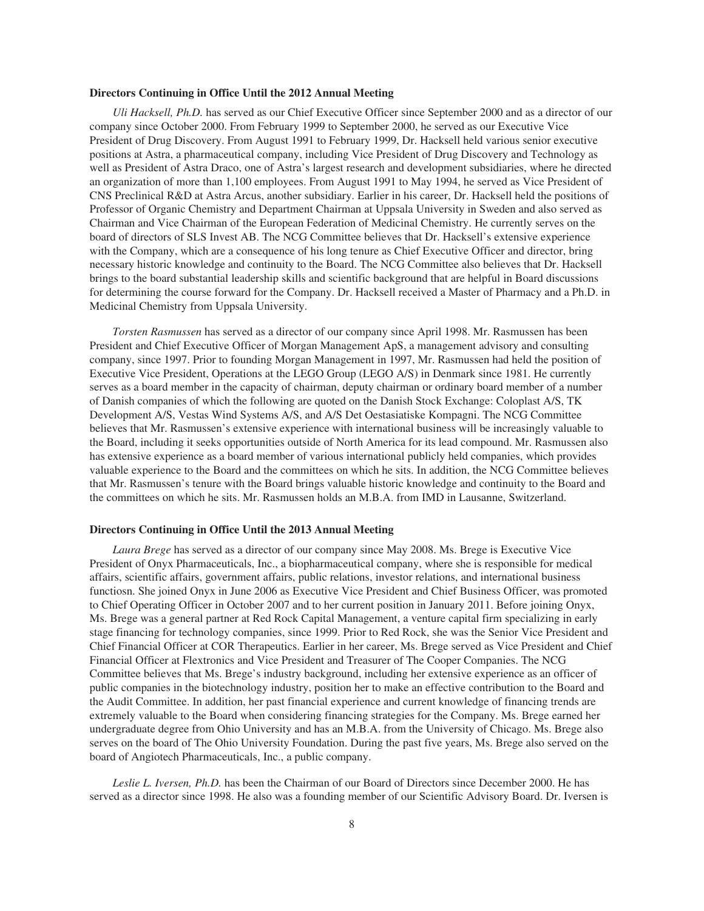**Directors Continuing in Office Until the 2012 Annual Meeting**

*Uli Hacksell, Ph.D.* has served as our Chief Executive Officer since September 2000 and as a director of our company since October 2000. From February 1999 to September 2000, he served as our Executive Vice President of Drug Discovery. From August 1991 to February 1999, Dr. Hacksell held various senior executive positions at Astra, a pharmaceutical company, including Vice President of Drug Discovery and Technology as well as President of Astra Draco, one of Astra's largest research and development subsidiaries, where he directed an organization of more than 1,100 employees. From August 1991 to May 1994, he served as Vice President of CNS Preclinical R&D at Astra Arcus, another subsidiary. Earlier in his career, Dr. Hacksell held the positions of Professor of Organic Chemistry and Department Chairman at Uppsala University in Sweden and also served as Chairman and Vice Chairman of the European Federation of Medicinal Chemistry. He currently serves on the board of directors of SLS Invest AB. The NCG Committee believes that Dr. Hacksell's extensive experience with the Company, which are a consequence of his long tenure as Chief Executive Officer and director, bring necessary historic knowledge and continuity to the Board. The NCG Committee also believes that Dr. Hacksell brings to the board substantial leadership skills and scientific background that are helpful in Board discussions for determining the course forward for the Company. Dr. Hacksell received a Master of Pharmacy and a Ph.D. in Medicinal Chemistry from Uppsala University.

*Torsten Rasmussen* has served as a director of our company since April 1998. Mr. Rasmussen has been President and Chief Executive Officer of Morgan Management ApS, a management advisory and consulting company, since 1997. Prior to founding Morgan Management in 1997, Mr. Rasmussen had held the position of Executive Vice President, Operations at the LEGO Group (LEGO A/S) in Denmark since 1981. He currently serves as a board member in the capacity of chairman, deputy chairman or ordinary board member of a number of Danish companies of which the following are quoted on the Danish Stock Exchange: Coloplast A/S, TK Development A/S, Vestas Wind Systems A/S, and A/S Det Oestasiatiske Kompagni. The NCG Committee believes that Mr. Rasmussen's extensive experience with international business will be increasingly valuable to the Board, including it seeks opportunities outside of North America for its lead compound. Mr. Rasmussen also has extensive experience as a board member of various international publicly held companies, which provides valuable experience to the Board and the committees on which he sits. In addition, the NCG Committee believes that Mr. Rasmussen's tenure with the Board brings valuable historic knowledge and continuity to the Board and the committees on which he sits. Mr. Rasmussen holds an M.B.A. from IMD in Lausanne, Switzerland.

**Directors Continuing in Office Until the 2013 Annual Meeting**

*Laura Brege* has served as a director of our company since May 2008. Ms. Brege is Executive Vice President of Onyx Pharmaceuticals, Inc., a biopharmaceutical company, where she is responsible for medical affairs, scientific affairs, government affairs, public relations, investor relations, and international business functiosn. She joined Onyx in June 2006 as Executive Vice President and Chief Business Officer, was promoted to Chief Operating Officer in October 2007 and to her current position in January 2011. Before joining Onyx, Ms. Brege was a general partner at Red Rock Capital Management, a venture capital firm specializing in early stage financing for technology companies, since 1999. Prior to Red Rock, she was the Senior Vice President and Chief Financial Officer at COR Therapeutics. Earlier in her career, Ms. Brege served as Vice President and Chief Financial Officer at Flextronics and Vice President and Treasurer of The Cooper Companies. The NCG Committee believes that Ms. Brege's industry background, including her extensive experience as an officer of public companies in the biotechnology industry, position her to make an effective contribution to the Board and the Audit Committee. In addition, her past financial experience and current knowledge of financing trends are extremely valuable to the Board when considering financing strategies for the Company. Ms. Brege earned her undergraduate degree from Ohio University and has an M.B.A. from the University of Chicago. Ms. Brege also serves on the board of The Ohio University Foundation. During the past five years, Ms. Brege also served on the board of Angiotech Pharmaceuticals, Inc., a public company.

*Leslie L. Iversen, Ph.D.* has been the Chairman of our Board of Directors since December 2000. He has served as a director since 1998. He also was a founding member of our Scientific Advisory Board. Dr. Iversen is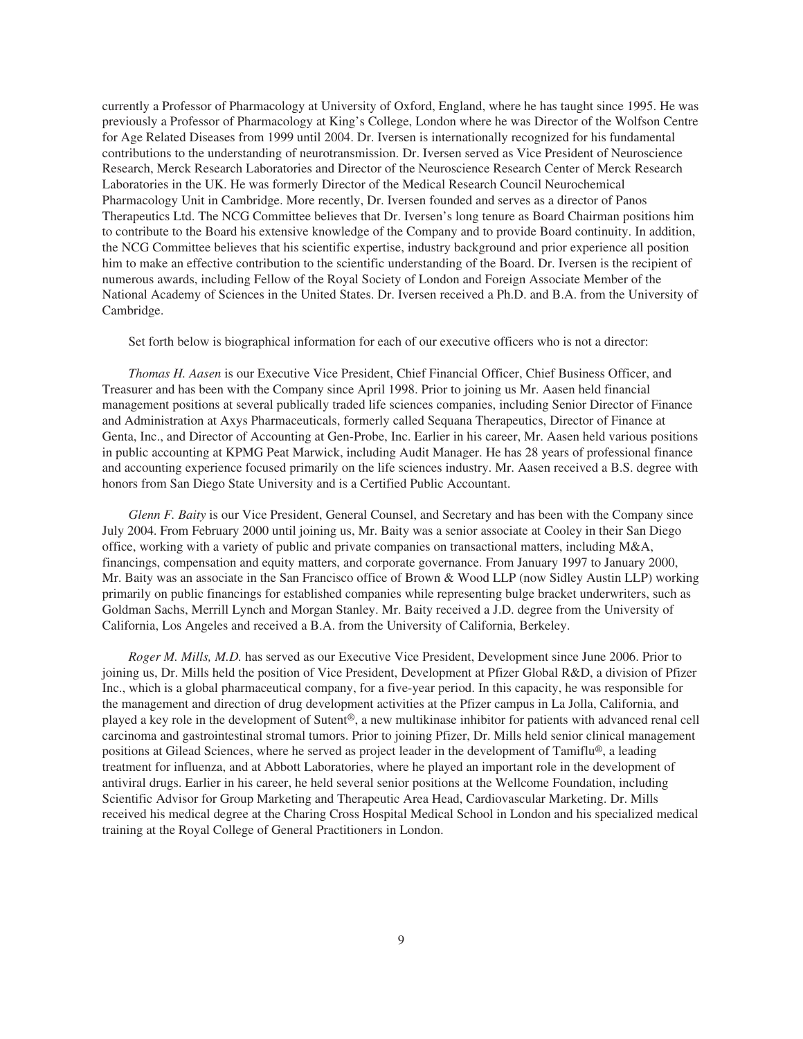currently a Professor of Pharmacology at University of Oxford, England, where he has taught since 1995. He was previously a Professor of Pharmacology at King's College, London where he was Director of the Wolfson Centre for Age Related Diseases from 1999 until 2004. Dr. Iversen is internationally recognized for his fundamental contributions to the understanding of neurotransmission. Dr. Iversen served as Vice President of Neuroscience Research, Merck Research Laboratories and Director of the Neuroscience Research Center of Merck Research Laboratories in the UK. He was formerly Director of the Medical Research Council Neurochemical Pharmacology Unit in Cambridge. More recently, Dr. Iversen founded and serves as a director of Panos Therapeutics Ltd. The NCG Committee believes that Dr. Iversen's long tenure as Board Chairman positions him to contribute to the Board his extensive knowledge of the Company and to provide Board continuity. In addition, the NCG Committee believes that his scientific expertise, industry background and prior experience all position him to make an effective contribution to the scientific understanding of the Board. Dr. Iversen is the recipient of numerous awards, including Fellow of the Royal Society of London and Foreign Associate Member of the National Academy of Sciences in the United States. Dr. Iversen received a Ph.D. and B.A. from the University of Cambridge.

Set forth below is biographical information for each of our executive officers who is not a director:

*Thomas H. Aasen* is our Executive Vice President, Chief Financial Officer, Chief Business Officer, and Treasurer and has been with the Company since April 1998. Prior to joining us Mr. Aasen held financial management positions at several publically traded life sciences companies, including Senior Director of Finance and Administration at Axys Pharmaceuticals, formerly called Sequana Therapeutics, Director of Finance at Genta, Inc., and Director of Accounting at Gen-Probe, Inc. Earlier in his career, Mr. Aasen held various positions in public accounting at KPMG Peat Marwick, including Audit Manager. He has 28 years of professional finance and accounting experience focused primarily on the life sciences industry. Mr. Aasen received a B.S. degree with honors from San Diego State University and is a Certified Public Accountant.

*Glenn F. Baity* is our Vice President, General Counsel, and Secretary and has been with the Company since July 2004. From February 2000 until joining us, Mr. Baity was a senior associate at Cooley in their San Diego office, working with a variety of public and private companies on transactional matters, including M&A, financings, compensation and equity matters, and corporate governance. From January 1997 to January 2000, Mr. Baity was an associate in the San Francisco office of Brown & Wood LLP (now Sidley Austin LLP) working primarily on public financings for established companies while representing bulge bracket underwriters, such as Goldman Sachs, Merrill Lynch and Morgan Stanley. Mr. Baity received a J.D. degree from the University of California, Los Angeles and received a B.A. from the University of California, Berkeley.

*Roger M. Mills, M.D.* has served as our Executive Vice President, Development since June 2006. Prior to joining us, Dr. Mills held the position of Vice President, Development at Pfizer Global R&D, a division of Pfizer Inc., which is a global pharmaceutical company, for a five-year period. In this capacity, he was responsible for the management and direction of drug development activities at the Pfizer campus in La Jolla, California, and played a key role in the development of Sutent®, a new multikinase inhibitor for patients with advanced renal cell carcinoma and gastrointestinal stromal tumors. Prior to joining Pfizer, Dr. Mills held senior clinical management positions at Gilead Sciences, where he served as project leader in the development of Tamiflu®, a leading treatment for influenza, and at Abbott Laboratories, where he played an important role in the development of antiviral drugs. Earlier in his career, he held several senior positions at the Wellcome Foundation, including Scientific Advisor for Group Marketing and Therapeutic Area Head, Cardiovascular Marketing. Dr. Mills received his medical degree at the Charing Cross Hospital Medical School in London and his specialized medical training at the Royal College of General Practitioners in London.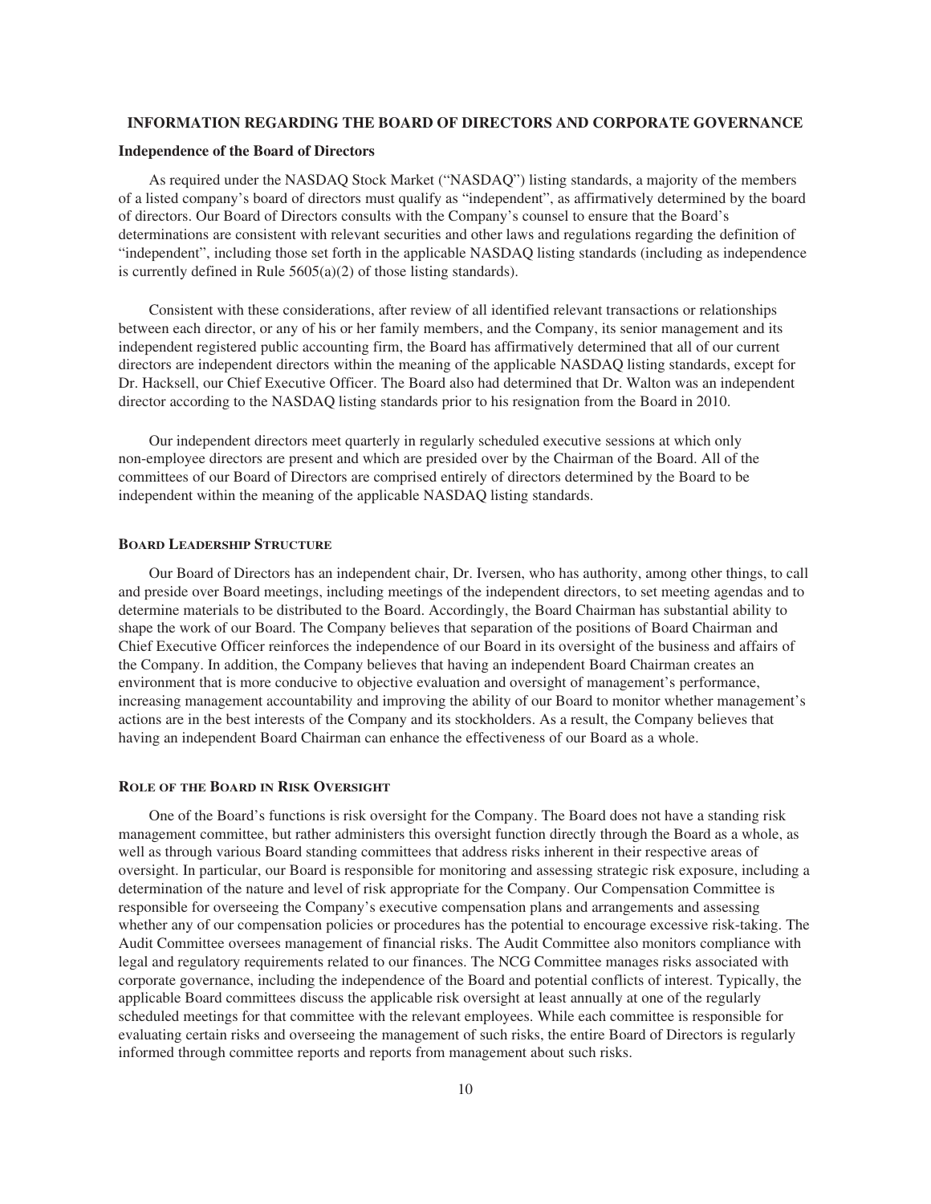## INFORMATION REGARDING THE BOARD OF DIRECTORS AND CORPORATE GOVERNANCE

### Independence of the Board of Directors

As required under the NASDAQ Stock Market ("NASDAQ") listing standards, a majority of the members of a listed company's board of directors must qualify as "independent", as affirmatively determined by the board of directors. Our Board of Directors consults with the Company's counsel to ensure that the Board's determinations are consistent with relevant securities and other laws and regulations regarding the definition of "independent", including those set forth in the applicable NASDAQ listing standards (including as independence is currently defined in Rule 5605(a)(2) of those listing standards).

Consistent with these considerations, after review of all identified relevant transactions or relationships between each director, or any of his or her family members, and the Company, its senior management and its independent registered public accounting firm, the Board has affirmatively determined that all of our current directors are independent directors within the meaning of the applicable NASDAQ listing standards, except for Dr. Hacksell, our Chief Executive Officer. The Board also had determined that Dr. Walton was an independent director according to the NASDAQ listing standards prior to his resignation from the Board in 2010.

Our independent directors meet quarterly in regularly scheduled executive sessions at which only non-employee directors are present and which are presided over by the Chairman of the Board. All of the committees of our Board of Directors are comprised entirely of directors determined by the Board to be independent within the meaning of the applicable NASDAQ listing standards.

### BOARD LEADERSHIP STRUCTURE

Our Board of Directors has an independent chair, Dr. Iversen, who has authority, among other things, to call and preside over Board meetings, including meetings of the independent directors, to set meeting agendas and to determine materials to be distributed to the Board. Accordingly, the Board Chairman has substantial ability to shape the work of our Board. The Company believes that separation of the positions of Board Chairman and Chief Executive Officer reinforces the independence of our Board in its oversight of the business and affairs of the Company. In addition, the Company believes that having an independent Board Chairman creates an environment that is more conducive to objective evaluation and oversight of management's performance, increasing management accountability and improving the ability of our Board to monitor whether management's actions are in the best interests of the Company and its stockholders. As a result, the Company believes that having an independent Board Chairman can enhance the effectiveness of our Board as a whole.

### ROLE OF THE BOARD IN RISK OVERSIGHT

One of the Board's functions is risk oversight for the Company. The Board does not have a standing risk management committee, but rather administers this oversight function directly through the Board as a whole, as well as through various Board standing committees that address risks inherent in their respective areas of oversight. In particular, our Board is responsible for monitoring and assessing strategic risk exposure, including a determination of the nature and level of risk appropriate for the Company. Our Compensation Committee is responsible for overseeing the Company's executive compensation plans and arrangements and assessing whether any of our compensation policies or procedures has the potential to encourage excessive risk-taking. The Audit Committee oversees management of financial risks. The Audit Committee also monitors compliance with legal and regulatory requirements related to our finances. The NCG Committee manages risks associated with corporate governance, including the independence of the Board and potential conflicts of interest. Typically, the applicable Board committees discuss the applicable risk oversight at least annually at one of the regularly scheduled meetings for that committee with the relevant employees. While each committee is responsible for evaluating certain risks and overseeing the management of such risks, the entire Board of Directors is regularly informed through committee reports and reports from management about such risks.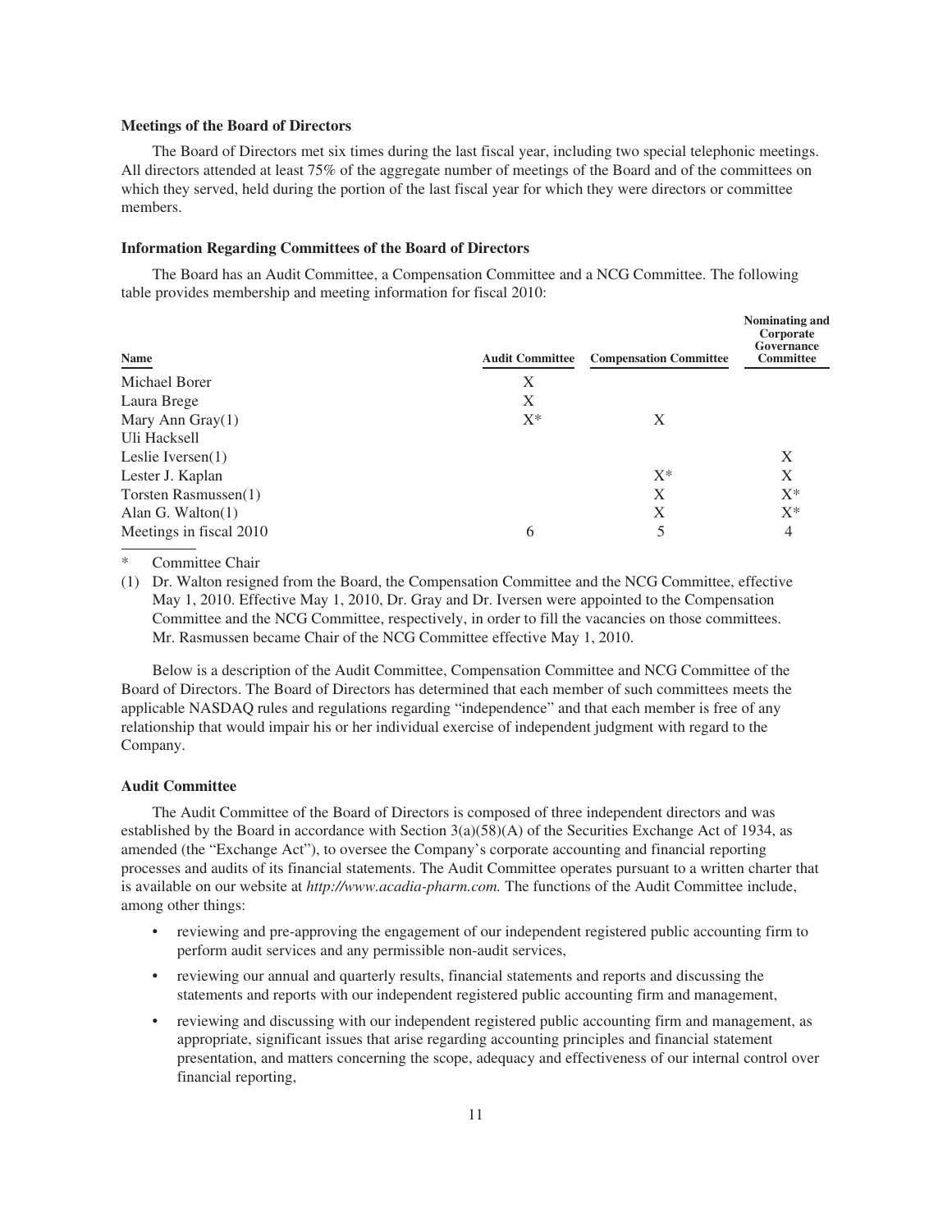**Meetings of the Board of Directors**

The Board of Directors met six times during the last fiscal year, including two special telephonic meetings. All directors attended at least 75% of the aggregate number of meetings of the Board and of the committees on which they served, held during the portion of the last fiscal year for which they were directors or committee members.

**Information Regarding Committees of the Board of Directors**

The Board has an Audit Committee, a Compensation Committee and a NCG Committee. The following table provides membership and meeting information for fiscal 2010:

| Name | Audit Committee | Compensation Committee | Nominating and Corporate Governance Committee |
| --- | --- | --- | --- |
| Michael Borer | X | | |
| Laura Brege | X | | |
| Mary Ann Gray(1) | X* | X | |
| Uli Hacksell | | | |
| Leslie Iversen(1) | | | X |
| Lester J. Kaplan | | X* | X |
| Torsten Rasmussen(1) | | X | X* |
| Alan G. Walton(1) | | X | X* |
| Meetings in fiscal 2010 | 6 | 5 | 4 |

\* Committee Chair

(1) Dr. Walton resigned from the Board, the Compensation Committee and the NCG Committee, effective May 1, 2010. Effective May 1, 2010, Dr. Gray and Dr. Iversen were appointed to the Compensation Committee and the NCG Committee, respectively, in order to fill the vacancies on those committees. Mr. Rasmussen became Chair of the NCG Committee effective May 1, 2010.

Below is a description of the Audit Committee, Compensation Committee and NCG Committee of the Board of Directors. The Board of Directors has determined that each member of such committees meets the applicable NASDAQ rules and regulations regarding "independence" and that each member is free of any relationship that would impair his or her individual exercise of independent judgment with regard to the Company.

**Audit Committee**

The Audit Committee of the Board of Directors is composed of three independent directors and was established by the Board in accordance with Section 3(a)(58)(A) of the Securities Exchange Act of 1934, as amended (the "Exchange Act"), to oversee the Company's corporate accounting and financial reporting processes and audits of its financial statements. The Audit Committee operates pursuant to a written charter that is available on our website at *http://www.acadia-pharm.com.* The functions of the Audit Committee include, among other things:

- reviewing and pre-approving the engagement of our independent registered public accounting firm to perform audit services and any permissible non-audit services,
- reviewing our annual and quarterly results, financial statements and reports and discussing the statements and reports with our independent registered public accounting firm and management,
- reviewing and discussing with our independent registered public accounting firm and management, as appropriate, significant issues that arise regarding accounting principles and financial statement presentation, and matters concerning the scope, adequacy and effectiveness of our internal control over financial reporting,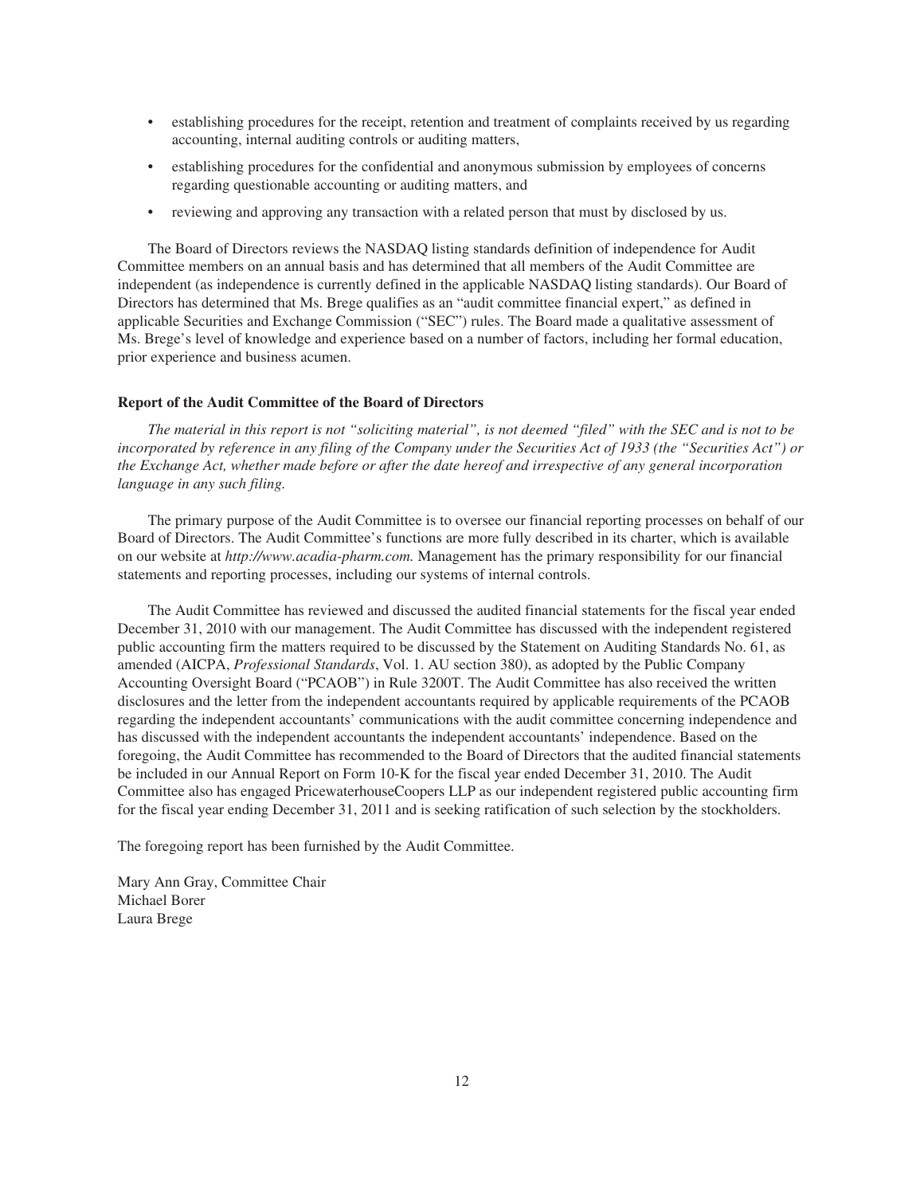- establishing procedures for the receipt, retention and treatment of complaints received by us regarding accounting, internal auditing controls or auditing matters,
- establishing procedures for the confidential and anonymous submission by employees of concerns regarding questionable accounting or auditing matters, and
- reviewing and approving any transaction with a related person that must by disclosed by us.

The Board of Directors reviews the NASDAQ listing standards definition of independence for Audit Committee members on an annual basis and has determined that all members of the Audit Committee are independent (as independence is currently defined in the applicable NASDAQ listing standards). Our Board of Directors has determined that Ms. Brege qualifies as an "audit committee financial expert," as defined in applicable Securities and Exchange Commission ("SEC") rules. The Board made a qualitative assessment of Ms. Brege's level of knowledge and experience based on a number of factors, including her formal education, prior experience and business acumen.

**Report of the Audit Committee of the Board of Directors**

*The material in this report is not "soliciting material", is not deemed "filed" with the SEC and is not to be incorporated by reference in any filing of the Company under the Securities Act of 1933 (the "Securities Act") or the Exchange Act, whether made before or after the date hereof and irrespective of any general incorporation language in any such filing.*

The primary purpose of the Audit Committee is to oversee our financial reporting processes on behalf of our Board of Directors. The Audit Committee's functions are more fully described in its charter, which is available on our website at *http://www.acadia-pharm.com.* Management has the primary responsibility for our financial statements and reporting processes, including our systems of internal controls.

The Audit Committee has reviewed and discussed the audited financial statements for the fiscal year ended December 31, 2010 with our management. The Audit Committee has discussed with the independent registered public accounting firm the matters required to be discussed by the Statement on Auditing Standards No. 61, as amended (AICPA, *Professional Standards*, Vol. 1. AU section 380), as adopted by the Public Company Accounting Oversight Board ("PCAOB") in Rule 3200T. The Audit Committee has also received the written disclosures and the letter from the independent accountants required by applicable requirements of the PCAOB regarding the independent accountants' communications with the audit committee concerning independence and has discussed with the independent accountants the independent accountants' independence. Based on the foregoing, the Audit Committee has recommended to the Board of Directors that the audited financial statements be included in our Annual Report on Form 10-K for the fiscal year ended December 31, 2010. The Audit Committee also has engaged PricewaterhouseCoopers LLP as our independent registered public accounting firm for the fiscal year ending December 31, 2011 and is seeking ratification of such selection by the stockholders.

The foregoing report has been furnished by the Audit Committee.

Mary Ann Gray, Committee Chair
Michael Borer
Laura Brege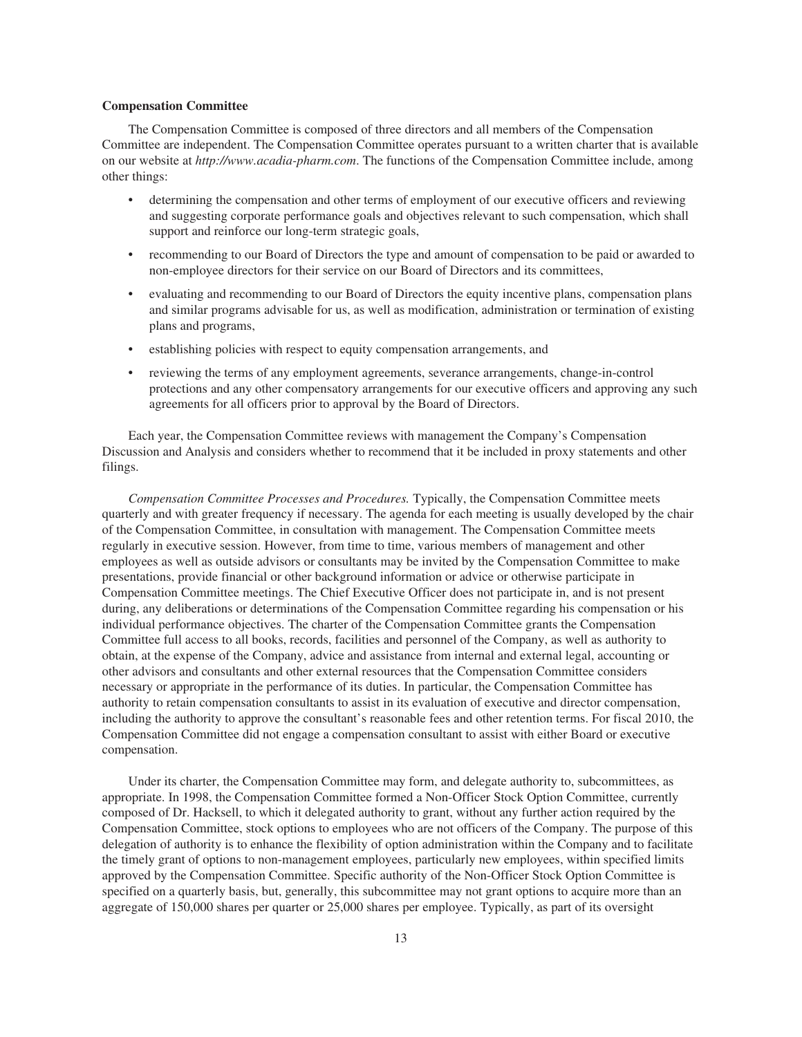**Compensation Committee**

The Compensation Committee is composed of three directors and all members of the Compensation Committee are independent. The Compensation Committee operates pursuant to a written charter that is available on our website at *http://www.acadia-pharm.com*. The functions of the Compensation Committee include, among other things:

- determining the compensation and other terms of employment of our executive officers and reviewing and suggesting corporate performance goals and objectives relevant to such compensation, which shall support and reinforce our long-term strategic goals,
- recommending to our Board of Directors the type and amount of compensation to be paid or awarded to non-employee directors for their service on our Board of Directors and its committees,
- evaluating and recommending to our Board of Directors the equity incentive plans, compensation plans and similar programs advisable for us, as well as modification, administration or termination of existing plans and programs,
- establishing policies with respect to equity compensation arrangements, and
- reviewing the terms of any employment agreements, severance arrangements, change-in-control protections and any other compensatory arrangements for our executive officers and approving any such agreements for all officers prior to approval by the Board of Directors.

Each year, the Compensation Committee reviews with management the Company's Compensation Discussion and Analysis and considers whether to recommend that it be included in proxy statements and other filings.

*Compensation Committee Processes and Procedures.* Typically, the Compensation Committee meets quarterly and with greater frequency if necessary. The agenda for each meeting is usually developed by the chair of the Compensation Committee, in consultation with management. The Compensation Committee meets regularly in executive session. However, from time to time, various members of management and other employees as well as outside advisors or consultants may be invited by the Compensation Committee to make presentations, provide financial or other background information or advice or otherwise participate in Compensation Committee meetings. The Chief Executive Officer does not participate in, and is not present during, any deliberations or determinations of the Compensation Committee regarding his compensation or his individual performance objectives. The charter of the Compensation Committee grants the Compensation Committee full access to all books, records, facilities and personnel of the Company, as well as authority to obtain, at the expense of the Company, advice and assistance from internal and external legal, accounting or other advisors and consultants and other external resources that the Compensation Committee considers necessary or appropriate in the performance of its duties. In particular, the Compensation Committee has authority to retain compensation consultants to assist in its evaluation of executive and director compensation, including the authority to approve the consultant's reasonable fees and other retention terms. For fiscal 2010, the Compensation Committee did not engage a compensation consultant to assist with either Board or executive compensation.

Under its charter, the Compensation Committee may form, and delegate authority to, subcommittees, as appropriate. In 1998, the Compensation Committee formed a Non-Officer Stock Option Committee, currently composed of Dr. Hacksell, to which it delegated authority to grant, without any further action required by the Compensation Committee, stock options to employees who are not officers of the Company. The purpose of this delegation of authority is to enhance the flexibility of option administration within the Company and to facilitate the timely grant of options to non-management employees, particularly new employees, within specified limits approved by the Compensation Committee. Specific authority of the Non-Officer Stock Option Committee is specified on a quarterly basis, but, generally, this subcommittee may not grant options to acquire more than an aggregate of 150,000 shares per quarter or 25,000 shares per employee. Typically, as part of its oversight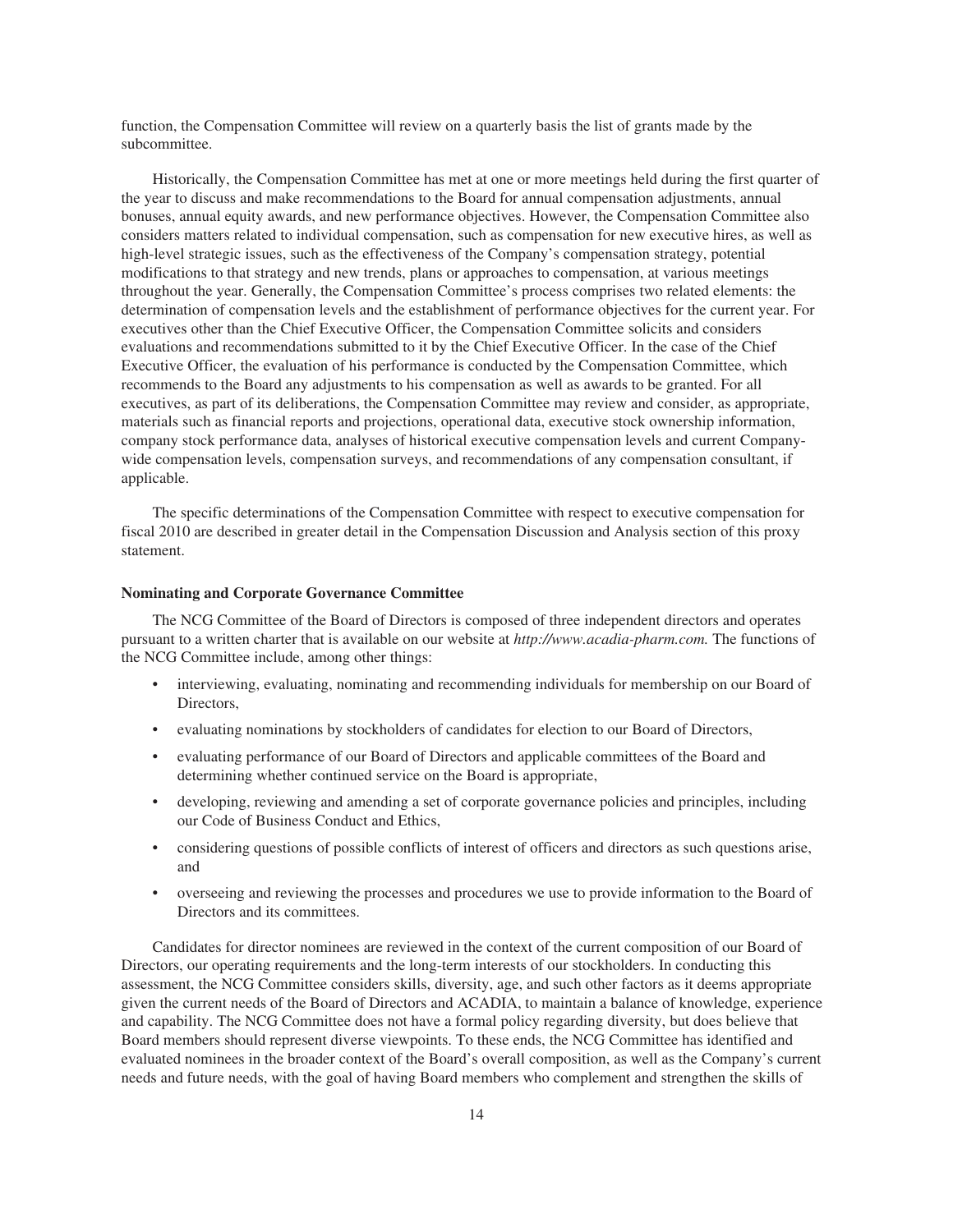function, the Compensation Committee will review on a quarterly basis the list of grants made by the subcommittee.

Historically, the Compensation Committee has met at one or more meetings held during the first quarter of the year to discuss and make recommendations to the Board for annual compensation adjustments, annual bonuses, annual equity awards, and new performance objectives. However, the Compensation Committee also considers matters related to individual compensation, such as compensation for new executive hires, as well as high-level strategic issues, such as the effectiveness of the Company's compensation strategy, potential modifications to that strategy and new trends, plans or approaches to compensation, at various meetings throughout the year. Generally, the Compensation Committee's process comprises two related elements: the determination of compensation levels and the establishment of performance objectives for the current year. For executives other than the Chief Executive Officer, the Compensation Committee solicits and considers evaluations and recommendations submitted to it by the Chief Executive Officer. In the case of the Chief Executive Officer, the evaluation of his performance is conducted by the Compensation Committee, which recommends to the Board any adjustments to his compensation as well as awards to be granted. For all executives, as part of its deliberations, the Compensation Committee may review and consider, as appropriate, materials such as financial reports and projections, operational data, executive stock ownership information, company stock performance data, analyses of historical executive compensation levels and current Company-wide compensation levels, compensation surveys, and recommendations of any compensation consultant, if applicable.

The specific determinations of the Compensation Committee with respect to executive compensation for fiscal 2010 are described in greater detail in the Compensation Discussion and Analysis section of this proxy statement.

**Nominating and Corporate Governance Committee**

The NCG Committee of the Board of Directors is composed of three independent directors and operates pursuant to a written charter that is available on our website at *http://www.acadia-pharm.com.* The functions of the NCG Committee include, among other things:

- interviewing, evaluating, nominating and recommending individuals for membership on our Board of Directors,
- evaluating nominations by stockholders of candidates for election to our Board of Directors,
- evaluating performance of our Board of Directors and applicable committees of the Board and determining whether continued service on the Board is appropriate,
- developing, reviewing and amending a set of corporate governance policies and principles, including our Code of Business Conduct and Ethics,
- considering questions of possible conflicts of interest of officers and directors as such questions arise, and
- overseeing and reviewing the processes and procedures we use to provide information to the Board of Directors and its committees.

Candidates for director nominees are reviewed in the context of the current composition of our Board of Directors, our operating requirements and the long-term interests of our stockholders. In conducting this assessment, the NCG Committee considers skills, diversity, age, and such other factors as it deems appropriate given the current needs of the Board of Directors and ACADIA, to maintain a balance of knowledge, experience and capability. The NCG Committee does not have a formal policy regarding diversity, but does believe that Board members should represent diverse viewpoints. To these ends, the NCG Committee has identified and evaluated nominees in the broader context of the Board's overall composition, as well as the Company's current needs and future needs, with the goal of having Board members who complement and strengthen the skills of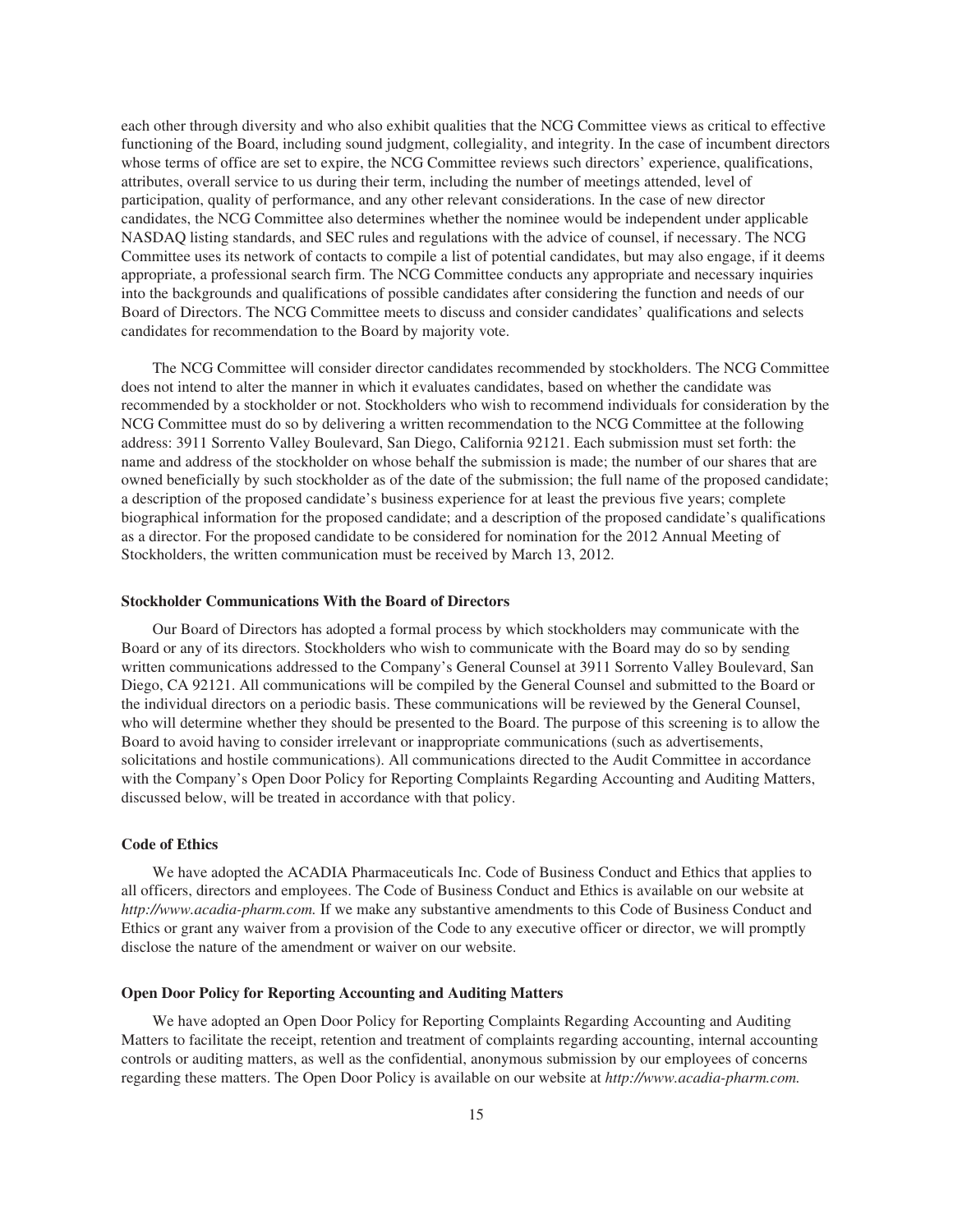each other through diversity and who also exhibit qualities that the NCG Committee views as critical to effective functioning of the Board, including sound judgment, collegiality, and integrity. In the case of incumbent directors whose terms of office are set to expire, the NCG Committee reviews such directors' experience, qualifications, attributes, overall service to us during their term, including the number of meetings attended, level of participation, quality of performance, and any other relevant considerations. In the case of new director candidates, the NCG Committee also determines whether the nominee would be independent under applicable NASDAQ listing standards, and SEC rules and regulations with the advice of counsel, if necessary. The NCG Committee uses its network of contacts to compile a list of potential candidates, but may also engage, if it deems appropriate, a professional search firm. The NCG Committee conducts any appropriate and necessary inquiries into the backgrounds and qualifications of possible candidates after considering the function and needs of our Board of Directors. The NCG Committee meets to discuss and consider candidates' qualifications and selects candidates for recommendation to the Board by majority vote.

The NCG Committee will consider director candidates recommended by stockholders. The NCG Committee does not intend to alter the manner in which it evaluates candidates, based on whether the candidate was recommended by a stockholder or not. Stockholders who wish to recommend individuals for consideration by the NCG Committee must do so by delivering a written recommendation to the NCG Committee at the following address: 3911 Sorrento Valley Boulevard, San Diego, California 92121. Each submission must set forth: the name and address of the stockholder on whose behalf the submission is made; the number of our shares that are owned beneficially by such stockholder as of the date of the submission; the full name of the proposed candidate; a description of the proposed candidate's business experience for at least the previous five years; complete biographical information for the proposed candidate; and a description of the proposed candidate's qualifications as a director. For the proposed candidate to be considered for nomination for the 2012 Annual Meeting of Stockholders, the written communication must be received by March 13, 2012.

**Stockholder Communications With the Board of Directors**

Our Board of Directors has adopted a formal process by which stockholders may communicate with the Board or any of its directors. Stockholders who wish to communicate with the Board may do so by sending written communications addressed to the Company's General Counsel at 3911 Sorrento Valley Boulevard, San Diego, CA 92121. All communications will be compiled by the General Counsel and submitted to the Board or the individual directors on a periodic basis. These communications will be reviewed by the General Counsel, who will determine whether they should be presented to the Board. The purpose of this screening is to allow the Board to avoid having to consider irrelevant or inappropriate communications (such as advertisements, solicitations and hostile communications). All communications directed to the Audit Committee in accordance with the Company's Open Door Policy for Reporting Complaints Regarding Accounting and Auditing Matters, discussed below, will be treated in accordance with that policy.

**Code of Ethics**

We have adopted the ACADIA Pharmaceuticals Inc. Code of Business Conduct and Ethics that applies to all officers, directors and employees. The Code of Business Conduct and Ethics is available on our website at *http://www.acadia-pharm.com.* If we make any substantive amendments to this Code of Business Conduct and Ethics or grant any waiver from a provision of the Code to any executive officer or director, we will promptly disclose the nature of the amendment or waiver on our website.

**Open Door Policy for Reporting Accounting and Auditing Matters**

We have adopted an Open Door Policy for Reporting Complaints Regarding Accounting and Auditing Matters to facilitate the receipt, retention and treatment of complaints regarding accounting, internal accounting controls or auditing matters, as well as the confidential, anonymous submission by our employees of concerns regarding these matters. The Open Door Policy is available on our website at *http://www.acadia-pharm.com.*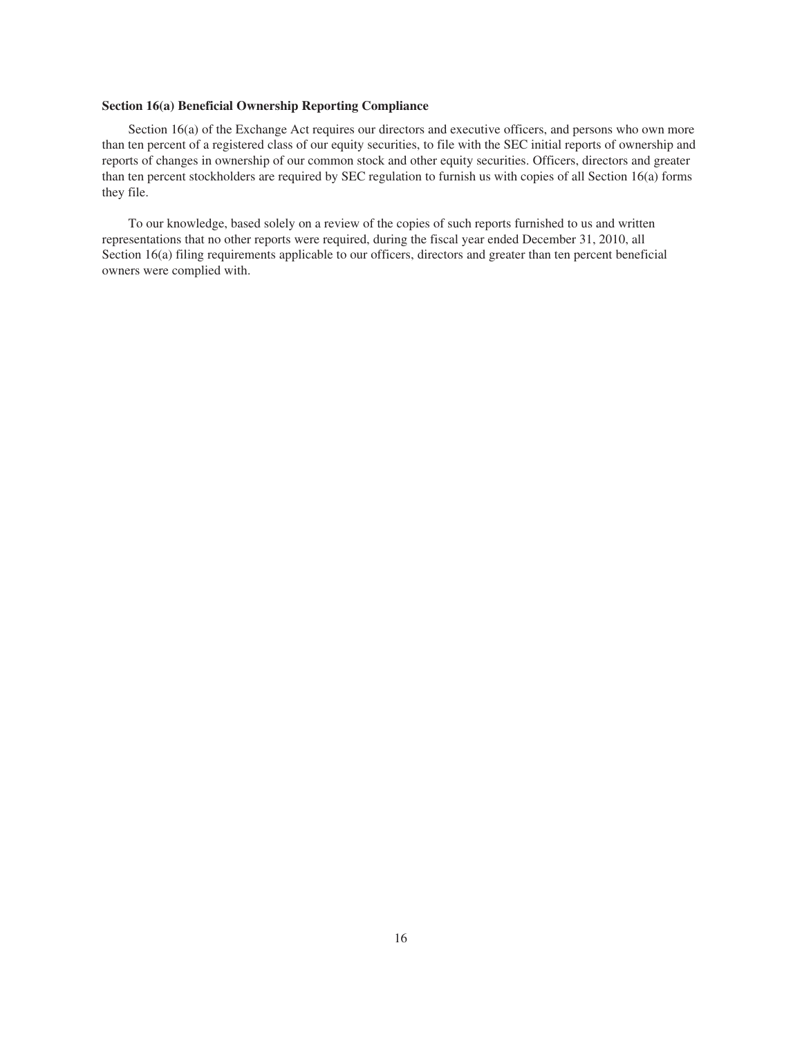**Section 16(a) Beneficial Ownership Reporting Compliance**

Section 16(a) of the Exchange Act requires our directors and executive officers, and persons who own more than ten percent of a registered class of our equity securities, to file with the SEC initial reports of ownership and reports of changes in ownership of our common stock and other equity securities. Officers, directors and greater than ten percent stockholders are required by SEC regulation to furnish us with copies of all Section 16(a) forms they file.

To our knowledge, based solely on a review of the copies of such reports furnished to us and written representations that no other reports were required, during the fiscal year ended December 31, 2010, all Section 16(a) filing requirements applicable to our officers, directors and greater than ten percent beneficial owners were complied with.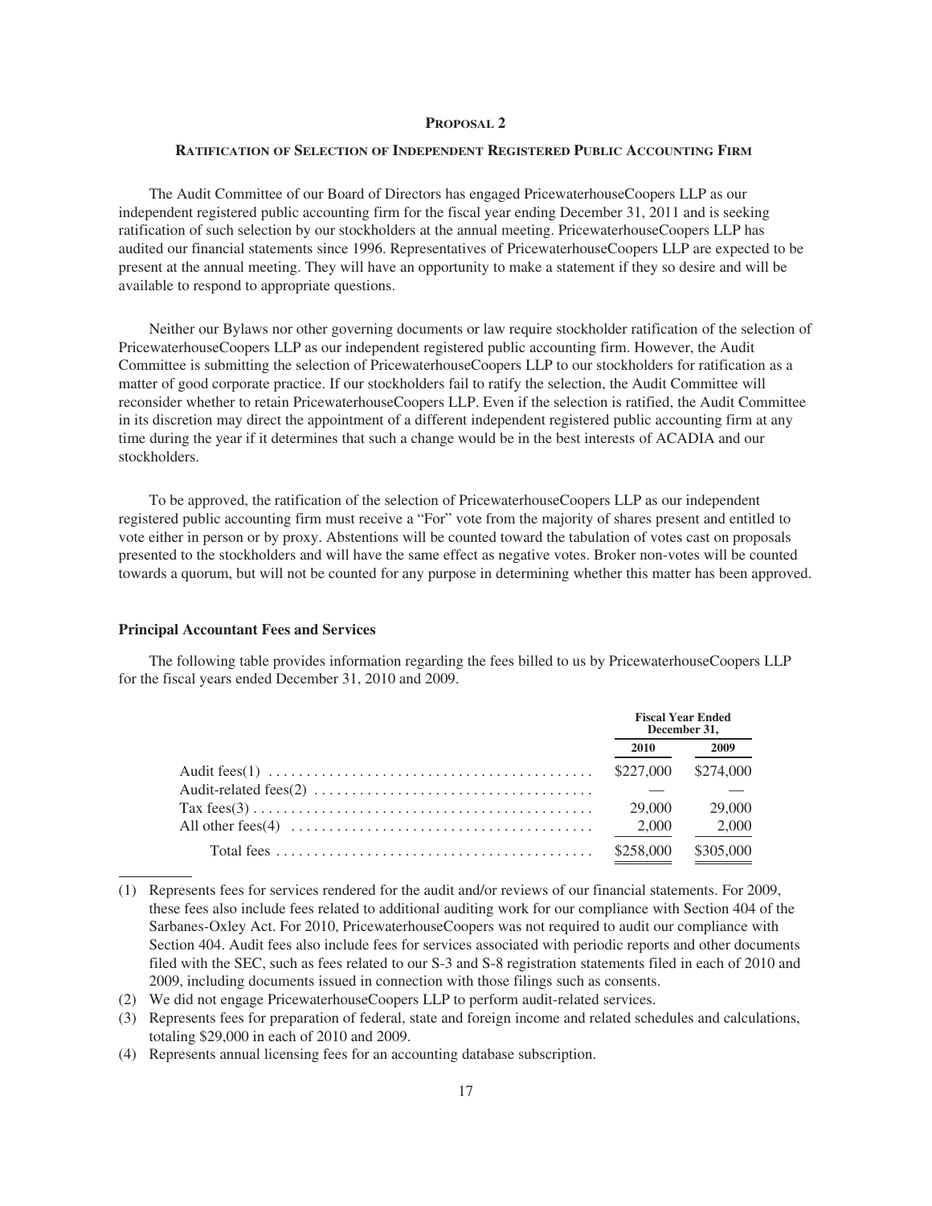## PROPOSAL 2

### RATIFICATION OF SELECTION OF INDEPENDENT REGISTERED PUBLIC ACCOUNTING FIRM

The Audit Committee of our Board of Directors has engaged PricewaterhouseCoopers LLP as our independent registered public accounting firm for the fiscal year ending December 31, 2011 and is seeking ratification of such selection by our stockholders at the annual meeting. PricewaterhouseCoopers LLP has audited our financial statements since 1996. Representatives of PricewaterhouseCoopers LLP are expected to be present at the annual meeting. They will have an opportunity to make a statement if they so desire and will be available to respond to appropriate questions.

Neither our Bylaws nor other governing documents or law require stockholder ratification of the selection of PricewaterhouseCoopers LLP as our independent registered public accounting firm. However, the Audit Committee is submitting the selection of PricewaterhouseCoopers LLP to our stockholders for ratification as a matter of good corporate practice. If our stockholders fail to ratify the selection, the Audit Committee will reconsider whether to retain PricewaterhouseCoopers LLP. Even if the selection is ratified, the Audit Committee in its discretion may direct the appointment of a different independent registered public accounting firm at any time during the year if it determines that such a change would be in the best interests of ACADIA and our stockholders.

To be approved, the ratification of the selection of PricewaterhouseCoopers LLP as our independent registered public accounting firm must receive a "For" vote from the majority of shares present and entitled to vote either in person or by proxy. Abstentions will be counted toward the tabulation of votes cast on proposals presented to the stockholders and will have the same effect as negative votes. Broker non-votes will be counted towards a quorum, but will not be counted for any purpose in determining whether this matter has been approved.

**Principal Accountant Fees and Services**

The following table provides information regarding the fees billed to us by PricewaterhouseCoopers LLP for the fiscal years ended December 31, 2010 and 2009.

| | Fiscal Year Ended December 31, | |
|---|---|---|
| | 2010 | 2009 |
| Audit fees(1) | $227,000 | $274,000 |
| Audit-related fees(2) | — | — |
| Tax fees(3) | 29,000 | 29,000 |
| All other fees(4) | 2,000 | 2,000 |
| Total fees | $258,000 | $305,000 |

(1) Represents fees for services rendered for the audit and/or reviews of our financial statements. For 2009, these fees also include fees related to additional auditing work for our compliance with Section 404 of the Sarbanes-Oxley Act. For 2010, PricewaterhouseCoopers was not required to audit our compliance with Section 404. Audit fees also include fees for services associated with periodic reports and other documents filed with the SEC, such as fees related to our S-3 and S-8 registration statements filed in each of 2010 and 2009, including documents issued in connection with those filings such as consents.

(2) We did not engage PricewaterhouseCoopers LLP to perform audit-related services.

(3) Represents fees for preparation of federal, state and foreign income and related schedules and calculations, totaling $29,000 in each of 2010 and 2009.

(4) Represents annual licensing fees for an accounting database subscription.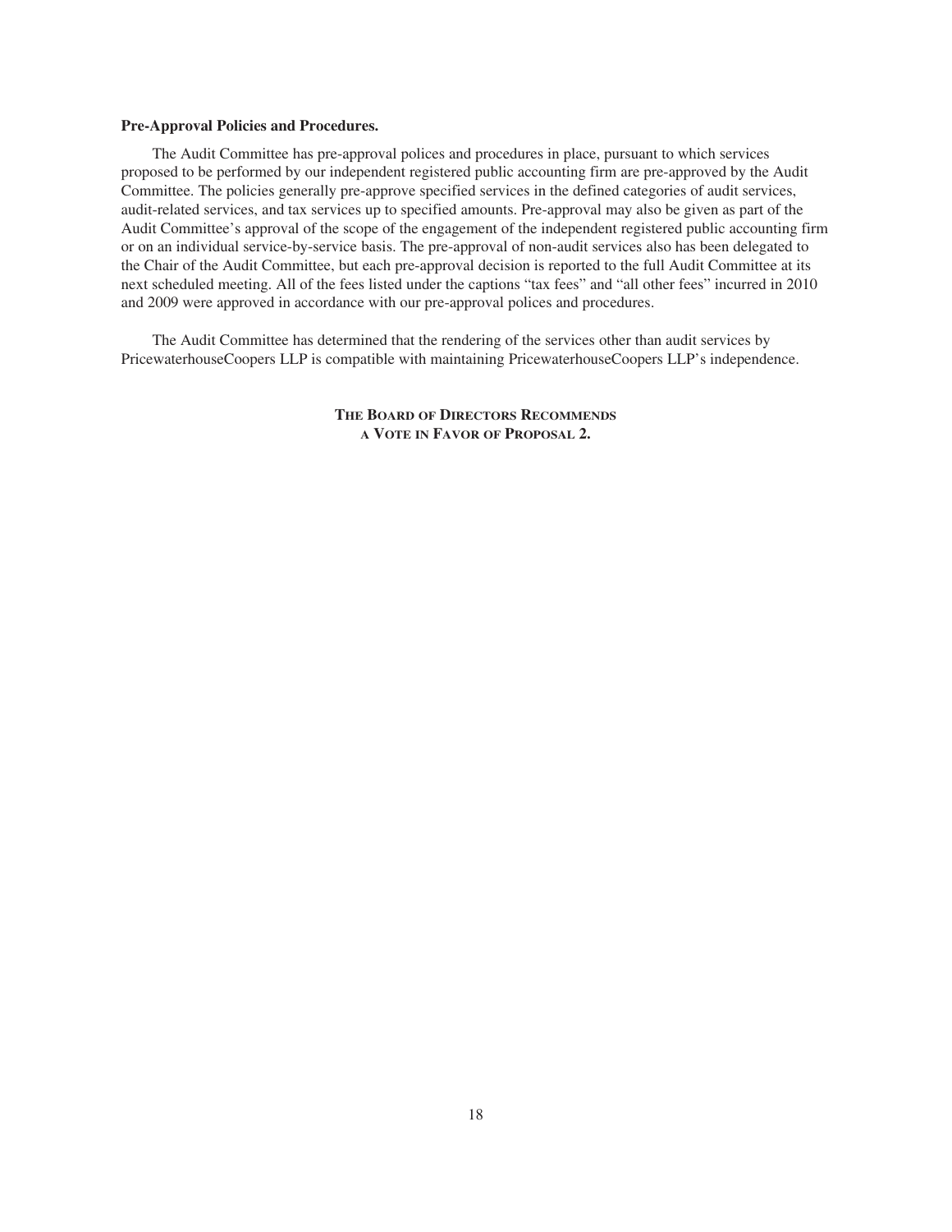**Pre-Approval Policies and Procedures.**

The Audit Committee has pre-approval polices and procedures in place, pursuant to which services proposed to be performed by our independent registered public accounting firm are pre-approved by the Audit Committee. The policies generally pre-approve specified services in the defined categories of audit services, audit-related services, and tax services up to specified amounts. Pre-approval may also be given as part of the Audit Committee's approval of the scope of the engagement of the independent registered public accounting firm or on an individual service-by-service basis. The pre-approval of non-audit services also has been delegated to the Chair of the Audit Committee, but each pre-approval decision is reported to the full Audit Committee at its next scheduled meeting. All of the fees listed under the captions "tax fees" and "all other fees" incurred in 2010 and 2009 were approved in accordance with our pre-approval polices and procedures.

The Audit Committee has determined that the rendering of the services other than audit services by PricewaterhouseCoopers LLP is compatible with maintaining PricewaterhouseCoopers LLP's independence.

**THE BOARD OF DIRECTORS RECOMMENDS A VOTE IN FAVOR OF PROPOSAL 2.**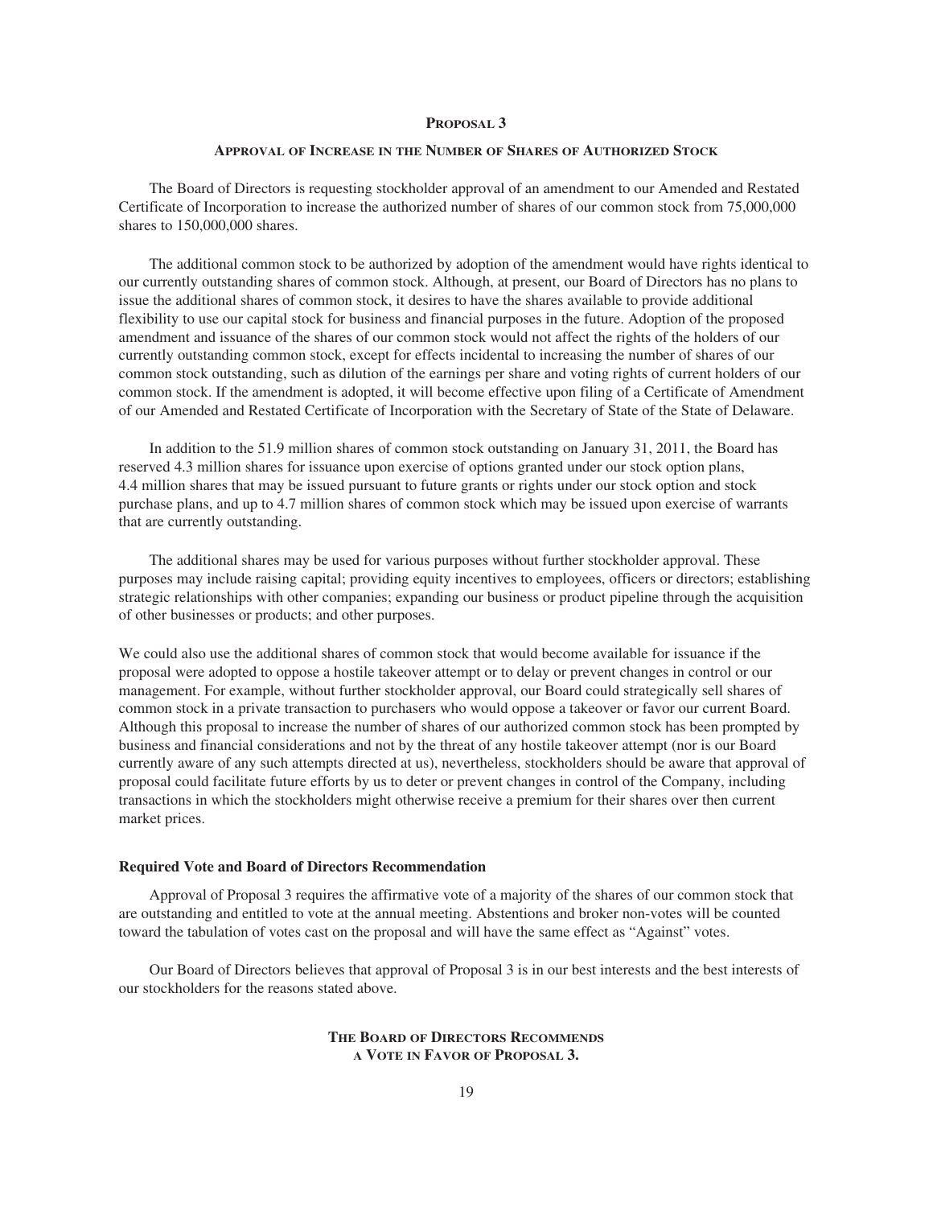## Proposal 3

### Approval of Increase in the Number of Shares of Authorized Stock

The Board of Directors is requesting stockholder approval of an amendment to our Amended and Restated Certificate of Incorporation to increase the authorized number of shares of our common stock from 75,000,000 shares to 150,000,000 shares.

The additional common stock to be authorized by adoption of the amendment would have rights identical to our currently outstanding shares of common stock. Although, at present, our Board of Directors has no plans to issue the additional shares of common stock, it desires to have the shares available to provide additional flexibility to use our capital stock for business and financial purposes in the future. Adoption of the proposed amendment and issuance of the shares of our common stock would not affect the rights of the holders of our currently outstanding common stock, except for effects incidental to increasing the number of shares of our common stock outstanding, such as dilution of the earnings per share and voting rights of current holders of our common stock. If the amendment is adopted, it will become effective upon filing of a Certificate of Amendment of our Amended and Restated Certificate of Incorporation with the Secretary of State of the State of Delaware.

In addition to the 51.9 million shares of common stock outstanding on January 31, 2011, the Board has reserved 4.3 million shares for issuance upon exercise of options granted under our stock option plans, 4.4 million shares that may be issued pursuant to future grants or rights under our stock option and stock purchase plans, and up to 4.7 million shares of common stock which may be issued upon exercise of warrants that are currently outstanding.

The additional shares may be used for various purposes without further stockholder approval. These purposes may include raising capital; providing equity incentives to employees, officers or directors; establishing strategic relationships with other companies; expanding our business or product pipeline through the acquisition of other businesses or products; and other purposes.

We could also use the additional shares of common stock that would become available for issuance if the proposal were adopted to oppose a hostile takeover attempt or to delay or prevent changes in control or our management. For example, without further stockholder approval, our Board could strategically sell shares of common stock in a private transaction to purchasers who would oppose a takeover or favor our current Board. Although this proposal to increase the number of shares of our authorized common stock has been prompted by business and financial considerations and not by the threat of any hostile takeover attempt (nor is our Board currently aware of any such attempts directed at us), nevertheless, stockholders should be aware that approval of proposal could facilitate future efforts by us to deter or prevent changes in control of the Company, including transactions in which the stockholders might otherwise receive a premium for their shares over then current market prices.

#### Required Vote and Board of Directors Recommendation

Approval of Proposal 3 requires the affirmative vote of a majority of the shares of our common stock that are outstanding and entitled to vote at the annual meeting. Abstentions and broker non-votes will be counted toward the tabulation of votes cast on the proposal and will have the same effect as "Against" votes.

Our Board of Directors believes that approval of Proposal 3 is in our best interests and the best interests of our stockholders for the reasons stated above.

**The Board of Directors Recommends a Vote in Favor of Proposal 3.**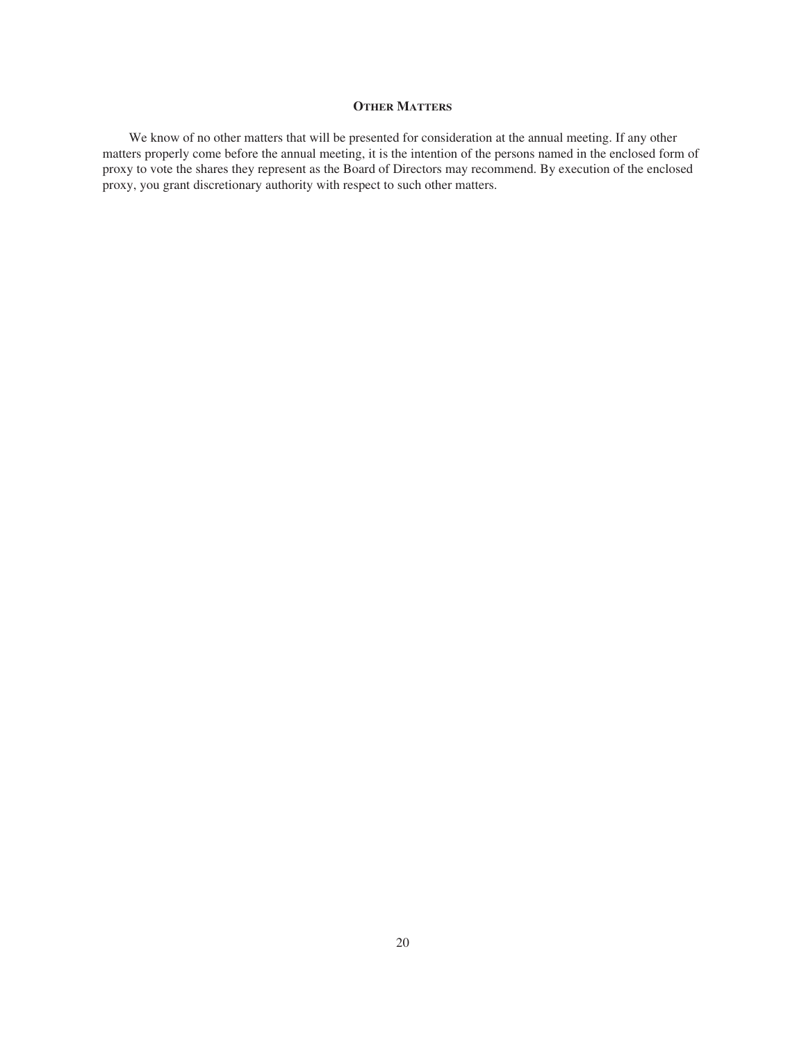## Other Matters

We know of no other matters that will be presented for consideration at the annual meeting. If any other matters properly come before the annual meeting, it is the intention of the persons named in the enclosed form of proxy to vote the shares they represent as the Board of Directors may recommend. By execution of the enclosed proxy, you grant discretionary authority with respect to such other matters.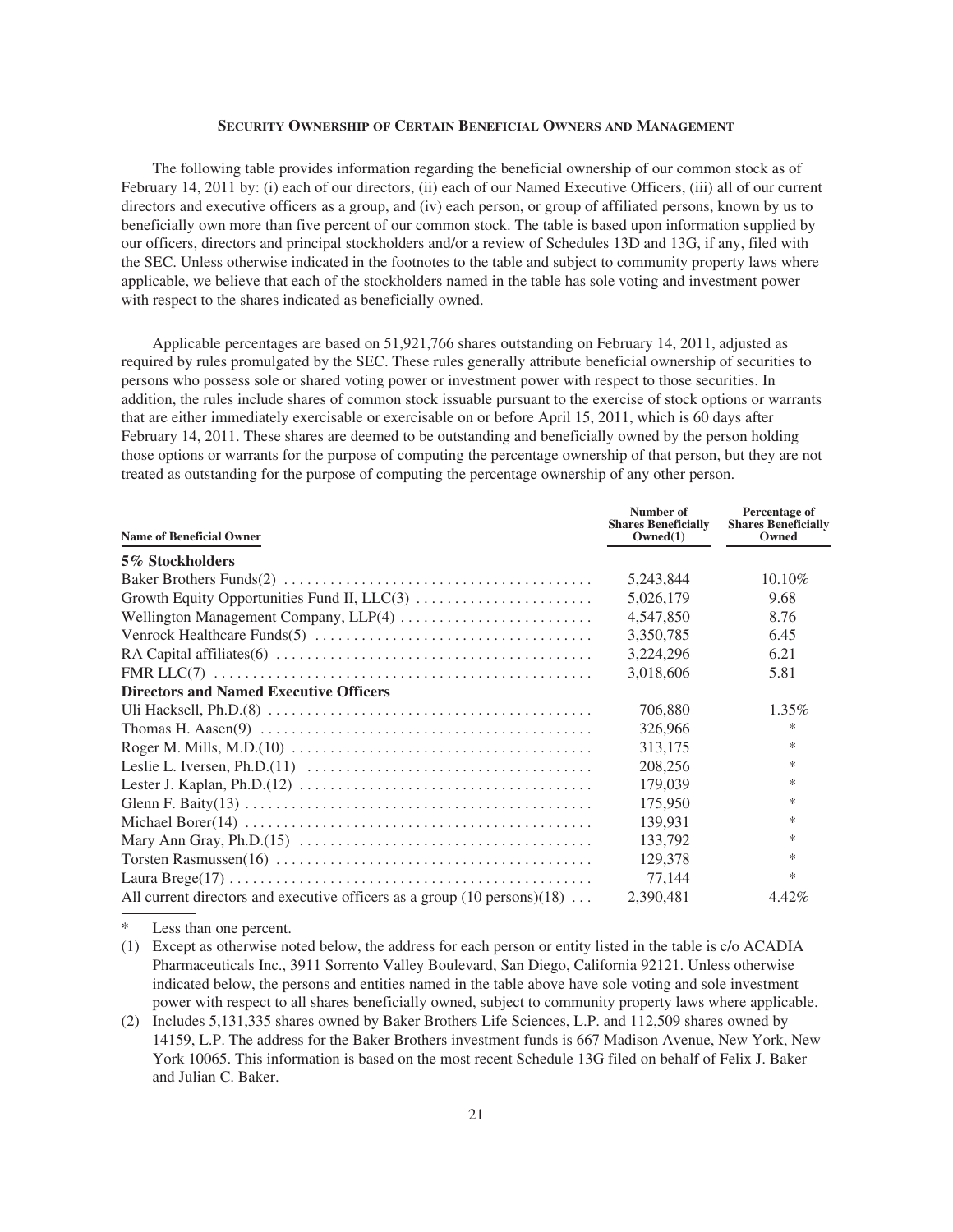## Security Ownership of Certain Beneficial Owners and Management

The following table provides information regarding the beneficial ownership of our common stock as of February 14, 2011 by: (i) each of our directors, (ii) each of our Named Executive Officers, (iii) all of our current directors and executive officers as a group, and (iv) each person, or group of affiliated persons, known by us to beneficially own more than five percent of our common stock. The table is based upon information supplied by our officers, directors and principal stockholders and/or a review of Schedules 13D and 13G, if any, filed with the SEC. Unless otherwise indicated in the footnotes to the table and subject to community property laws where applicable, we believe that each of the stockholders named in the table has sole voting and investment power with respect to the shares indicated as beneficially owned.

Applicable percentages are based on 51,921,766 shares outstanding on February 14, 2011, adjusted as required by rules promulgated by the SEC. These rules generally attribute beneficial ownership of securities to persons who possess sole or shared voting power or investment power with respect to those securities. In addition, the rules include shares of common stock issuable pursuant to the exercise of stock options or warrants that are either immediately exercisable or exercisable on or before April 15, 2011, which is 60 days after February 14, 2011. These shares are deemed to be outstanding and beneficially owned by the person holding those options or warrants for the purpose of computing the percentage ownership of that person, but they are not treated as outstanding for the purpose of computing the percentage ownership of any other person.

| Name of Beneficial Owner | Number of Shares Beneficially Owned(1) | Percentage of Shares Beneficially Owned |
|---|---|---|
| **5% Stockholders** | | |
| Baker Brothers Funds(2) | 5,243,844 | 10.10% |
| Growth Equity Opportunities Fund II, LLC(3) | 5,026,179 | 9.68 |
| Wellington Management Company, LLP(4) | 4,547,850 | 8.76 |
| Venrock Healthcare Funds(5) | 3,350,785 | 6.45 |
| RA Capital affiliates(6) | 3,224,296 | 6.21 |
| FMR LLC(7) | 3,018,606 | 5.81 |
| **Directors and Named Executive Officers** | | |
| Uli Hacksell, Ph.D.(8) | 706,880 | 1.35% |
| Thomas H. Aasen(9) | 326,966 | * |
| Roger M. Mills, M.D.(10) | 313,175 | * |
| Leslie L. Iversen, Ph.D.(11) | 208,256 | * |
| Lester J. Kaplan, Ph.D.(12) | 179,039 | * |
| Glenn F. Baity(13) | 175,950 | * |
| Michael Borer(14) | 139,931 | * |
| Mary Ann Gray, Ph.D.(15) | 133,792 | * |
| Torsten Rasmussen(16) | 129,378 | * |
| Laura Brege(17) | 77,144 | * |
| All current directors and executive officers as a group (10 persons)(18) | 2,390,481 | 4.42% |

\* Less than one percent.

(1) Except as otherwise noted below, the address for each person or entity listed in the table is c/o ACADIA Pharmaceuticals Inc., 3911 Sorrento Valley Boulevard, San Diego, California 92121. Unless otherwise indicated below, the persons and entities named in the table above have sole voting and sole investment power with respect to all shares beneficially owned, subject to community property laws where applicable.

(2) Includes 5,131,335 shares owned by Baker Brothers Life Sciences, L.P. and 112,509 shares owned by 14159, L.P. The address for the Baker Brothers investment funds is 667 Madison Avenue, New York, New York 10065. This information is based on the most recent Schedule 13G filed on behalf of Felix J. Baker and Julian C. Baker.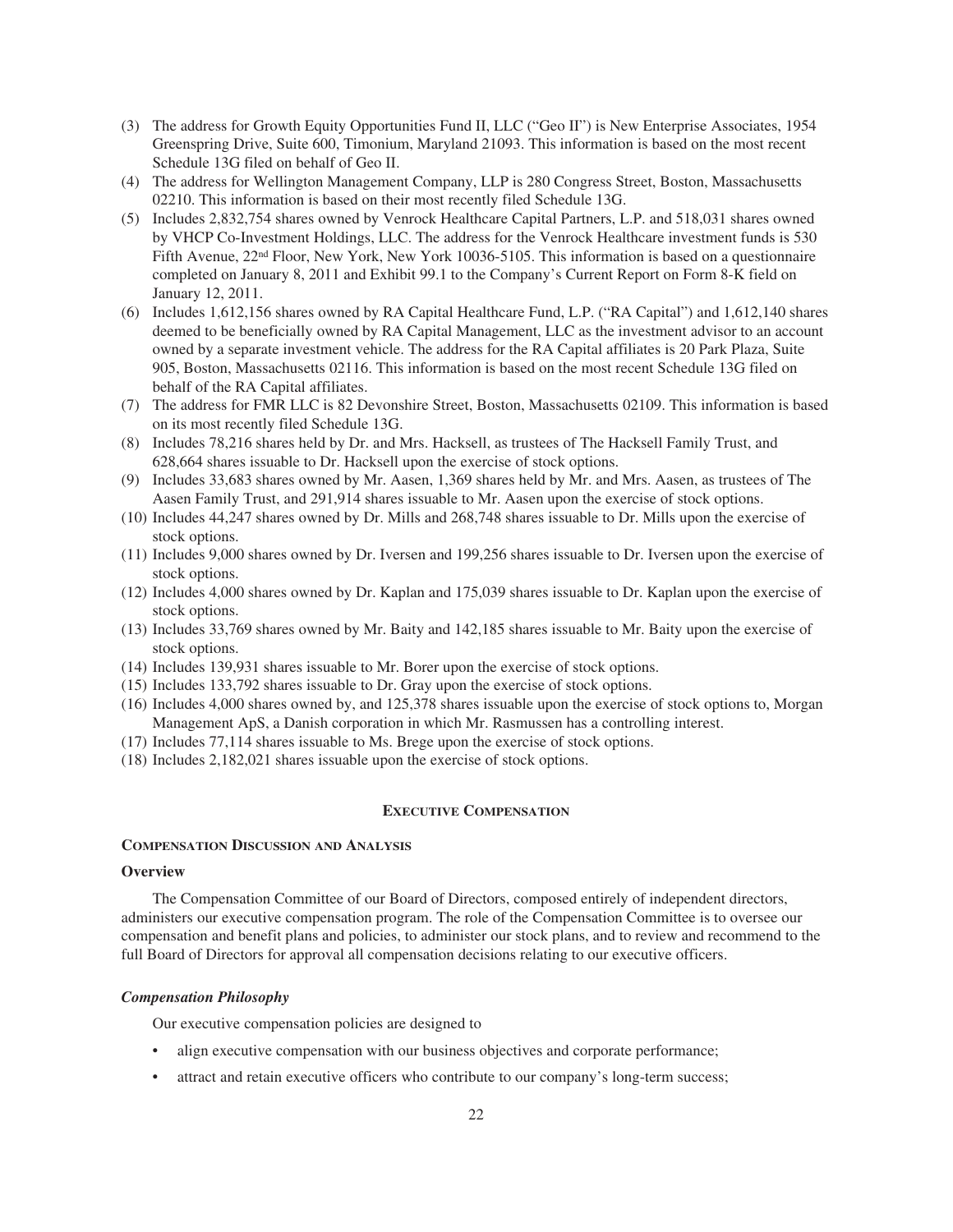(3) The address for Growth Equity Opportunities Fund II, LLC (“Geo II”) is New Enterprise Associates, 1954 Greenspring Drive, Suite 600, Timonium, Maryland 21093. This information is based on the most recent Schedule 13G filed on behalf of Geo II.

(4) The address for Wellington Management Company, LLP is 280 Congress Street, Boston, Massachusetts 02210. This information is based on their most recently filed Schedule 13G.

(5) Includes 2,832,754 shares owned by Venrock Healthcare Capital Partners, L.P. and 518,031 shares owned by VHCP Co-Investment Holdings, LLC. The address for the Venrock Healthcare investment funds is 530 Fifth Avenue, 22nd Floor, New York, New York 10036-5105. This information is based on a questionnaire completed on January 8, 2011 and Exhibit 99.1 to the Company’s Current Report on Form 8-K field on January 12, 2011.

(6) Includes 1,612,156 shares owned by RA Capital Healthcare Fund, L.P. (“RA Capital”) and 1,612,140 shares deemed to be beneficially owned by RA Capital Management, LLC as the investment advisor to an account owned by a separate investment vehicle. The address for the RA Capital affiliates is 20 Park Plaza, Suite 905, Boston, Massachusetts 02116. This information is based on the most recent Schedule 13G filed on behalf of the RA Capital affiliates.

(7) The address for FMR LLC is 82 Devonshire Street, Boston, Massachusetts 02109. This information is based on its most recently filed Schedule 13G.

(8) Includes 78,216 shares held by Dr. and Mrs. Hacksell, as trustees of The Hacksell Family Trust, and 628,664 shares issuable to Dr. Hacksell upon the exercise of stock options.

(9) Includes 33,683 shares owned by Mr. Aasen, 1,369 shares held by Mr. and Mrs. Aasen, as trustees of The Aasen Family Trust, and 291,914 shares issuable to Mr. Aasen upon the exercise of stock options.

(10) Includes 44,247 shares owned by Dr. Mills and 268,748 shares issuable to Dr. Mills upon the exercise of stock options.

(11) Includes 9,000 shares owned by Dr. Iversen and 199,256 shares issuable to Dr. Iversen upon the exercise of stock options.

(12) Includes 4,000 shares owned by Dr. Kaplan and 175,039 shares issuable to Dr. Kaplan upon the exercise of stock options.

(13) Includes 33,769 shares owned by Mr. Baity and 142,185 shares issuable to Mr. Baity upon the exercise of stock options.

(14) Includes 139,931 shares issuable to Mr. Borer upon the exercise of stock options.

(15) Includes 133,792 shares issuable to Dr. Gray upon the exercise of stock options.

(16) Includes 4,000 shares owned by, and 125,378 shares issuable upon the exercise of stock options to, Morgan Management ApS, a Danish corporation in which Mr. Rasmussen has a controlling interest.

(17) Includes 77,114 shares issuable to Ms. Brege upon the exercise of stock options.

(18) Includes 2,182,021 shares issuable upon the exercise of stock options.

## EXECUTIVE COMPENSATION

### COMPENSATION DISCUSSION AND ANALYSIS

#### Overview

The Compensation Committee of our Board of Directors, composed entirely of independent directors, administers our executive compensation program. The role of the Compensation Committee is to oversee our compensation and benefit plans and policies, to administer our stock plans, and to review and recommend to the full Board of Directors for approval all compensation decisions relating to our executive officers.

***Compensation Philosophy***

Our executive compensation policies are designed to

- align executive compensation with our business objectives and corporate performance;
- attract and retain executive officers who contribute to our company’s long-term success;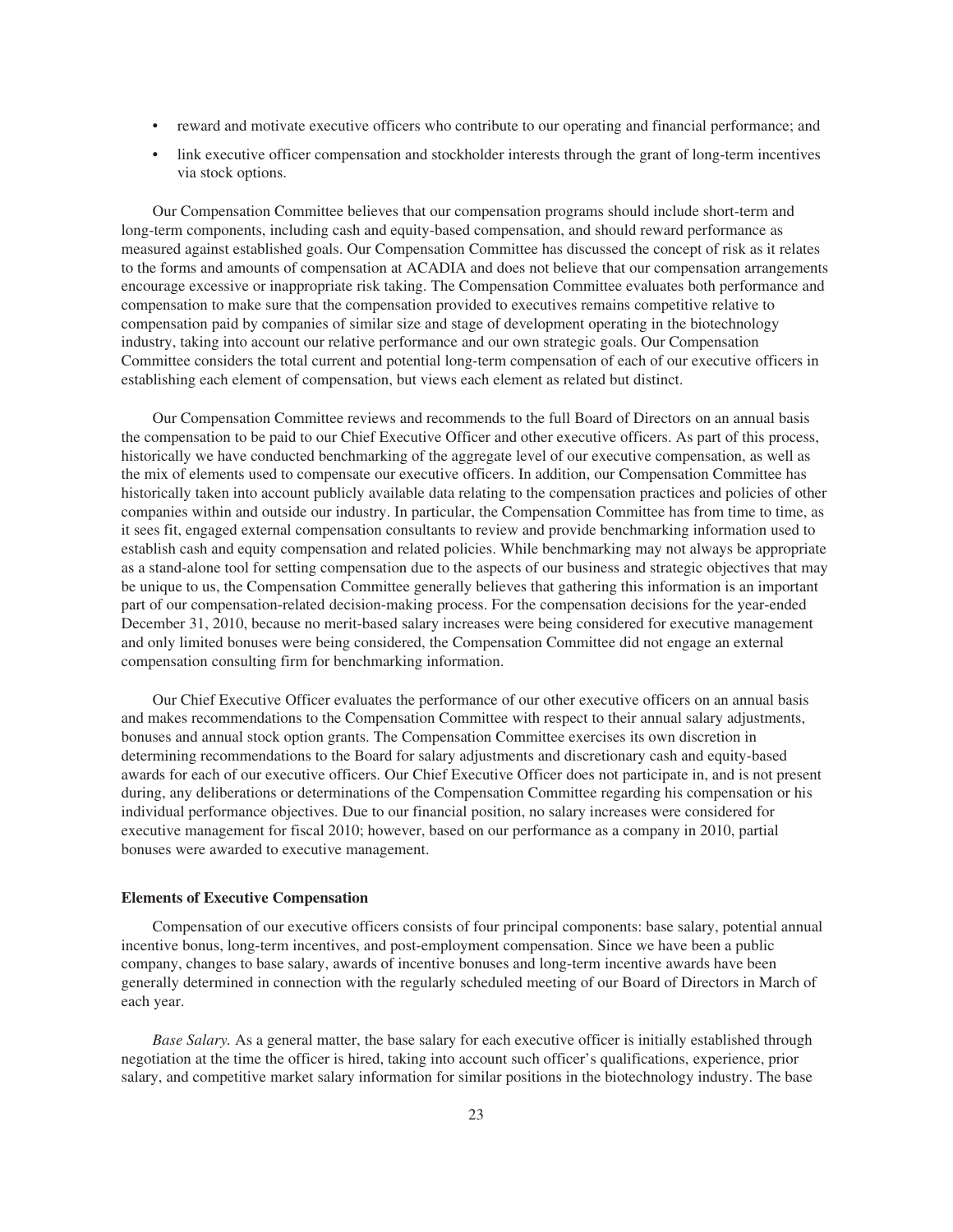- reward and motivate executive officers who contribute to our operating and financial performance; and
- link executive officer compensation and stockholder interests through the grant of long-term incentives via stock options.

Our Compensation Committee believes that our compensation programs should include short-term and long-term components, including cash and equity-based compensation, and should reward performance as measured against established goals. Our Compensation Committee has discussed the concept of risk as it relates to the forms and amounts of compensation at ACADIA and does not believe that our compensation arrangements encourage excessive or inappropriate risk taking. The Compensation Committee evaluates both performance and compensation to make sure that the compensation provided to executives remains competitive relative to compensation paid by companies of similar size and stage of development operating in the biotechnology industry, taking into account our relative performance and our own strategic goals. Our Compensation Committee considers the total current and potential long-term compensation of each of our executive officers in establishing each element of compensation, but views each element as related but distinct.

Our Compensation Committee reviews and recommends to the full Board of Directors on an annual basis the compensation to be paid to our Chief Executive Officer and other executive officers. As part of this process, historically we have conducted benchmarking of the aggregate level of our executive compensation, as well as the mix of elements used to compensate our executive officers. In addition, our Compensation Committee has historically taken into account publicly available data relating to the compensation practices and policies of other companies within and outside our industry. In particular, the Compensation Committee has from time to time, as it sees fit, engaged external compensation consultants to review and provide benchmarking information used to establish cash and equity compensation and related policies. While benchmarking may not always be appropriate as a stand-alone tool for setting compensation due to the aspects of our business and strategic objectives that may be unique to us, the Compensation Committee generally believes that gathering this information is an important part of our compensation-related decision-making process. For the compensation decisions for the year-ended December 31, 2010, because no merit-based salary increases were being considered for executive management and only limited bonuses were being considered, the Compensation Committee did not engage an external compensation consulting firm for benchmarking information.

Our Chief Executive Officer evaluates the performance of our other executive officers on an annual basis and makes recommendations to the Compensation Committee with respect to their annual salary adjustments, bonuses and annual stock option grants. The Compensation Committee exercises its own discretion in determining recommendations to the Board for salary adjustments and discretionary cash and equity-based awards for each of our executive officers. Our Chief Executive Officer does not participate in, and is not present during, any deliberations or determinations of the Compensation Committee regarding his compensation or his individual performance objectives. Due to our financial position, no salary increases were considered for executive management for fiscal 2010; however, based on our performance as a company in 2010, partial bonuses were awarded to executive management.

**Elements of Executive Compensation**

Compensation of our executive officers consists of four principal components: base salary, potential annual incentive bonus, long-term incentives, and post-employment compensation. Since we have been a public company, changes to base salary, awards of incentive bonuses and long-term incentive awards have been generally determined in connection with the regularly scheduled meeting of our Board of Directors in March of each year.

*Base Salary.* As a general matter, the base salary for each executive officer is initially established through negotiation at the time the officer is hired, taking into account such officer's qualifications, experience, prior salary, and competitive market salary information for similar positions in the biotechnology industry. The base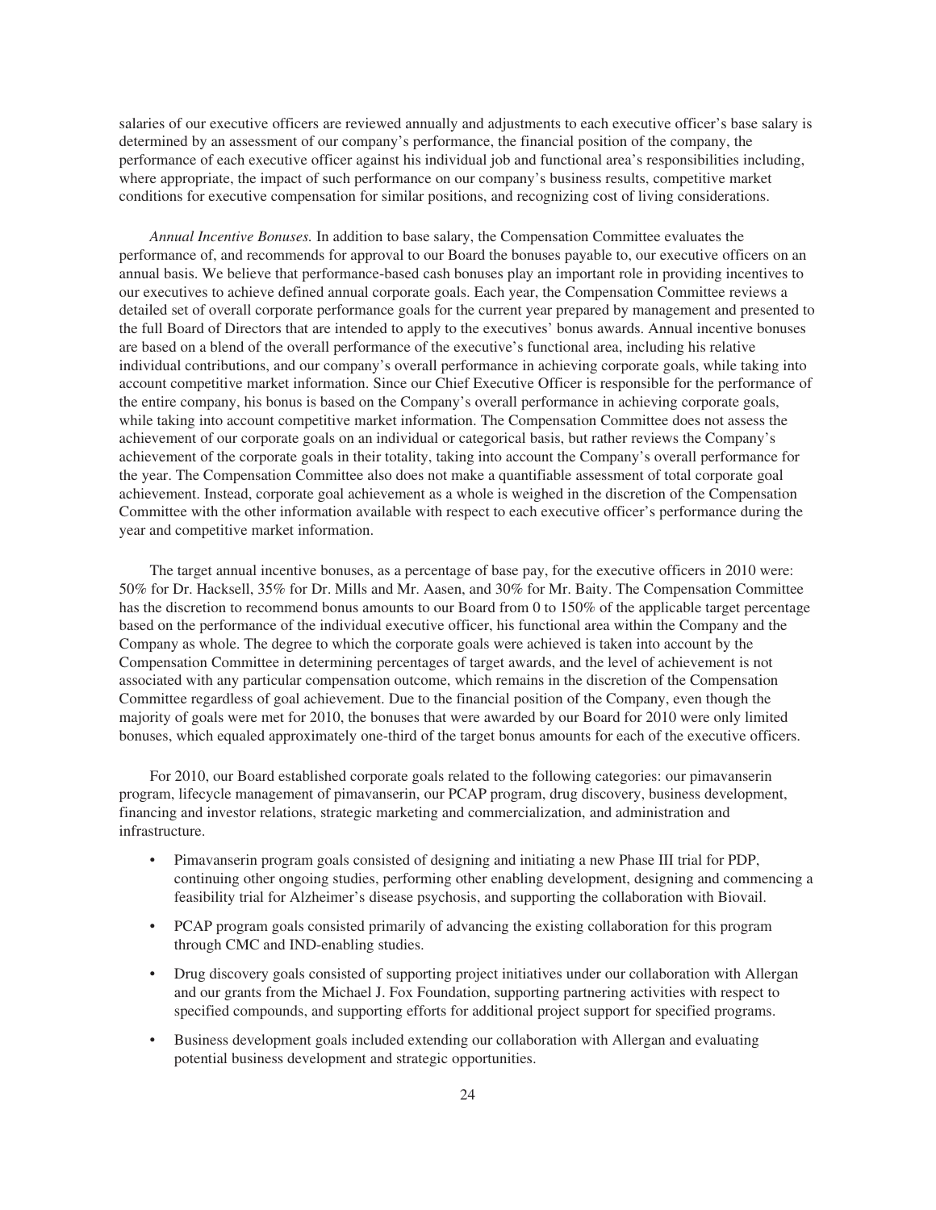salaries of our executive officers are reviewed annually and adjustments to each executive officer's base salary is determined by an assessment of our company's performance, the financial position of the company, the performance of each executive officer against his individual job and functional area's responsibilities including, where appropriate, the impact of such performance on our company's business results, competitive market conditions for executive compensation for similar positions, and recognizing cost of living considerations.

*Annual Incentive Bonuses.* In addition to base salary, the Compensation Committee evaluates the performance of, and recommends for approval to our Board the bonuses payable to, our executive officers on an annual basis. We believe that performance-based cash bonuses play an important role in providing incentives to our executives to achieve defined annual corporate goals. Each year, the Compensation Committee reviews a detailed set of overall corporate performance goals for the current year prepared by management and presented to the full Board of Directors that are intended to apply to the executives' bonus awards. Annual incentive bonuses are based on a blend of the overall performance of the executive's functional area, including his relative individual contributions, and our company's overall performance in achieving corporate goals, while taking into account competitive market information. Since our Chief Executive Officer is responsible for the performance of the entire company, his bonus is based on the Company's overall performance in achieving corporate goals, while taking into account competitive market information. The Compensation Committee does not assess the achievement of our corporate goals on an individual or categorical basis, but rather reviews the Company's achievement of the corporate goals in their totality, taking into account the Company's overall performance for the year. The Compensation Committee also does not make a quantifiable assessment of total corporate goal achievement. Instead, corporate goal achievement as a whole is weighed in the discretion of the Compensation Committee with the other information available with respect to each executive officer's performance during the year and competitive market information.

The target annual incentive bonuses, as a percentage of base pay, for the executive officers in 2010 were: 50% for Dr. Hacksell, 35% for Dr. Mills and Mr. Aasen, and 30% for Mr. Baity. The Compensation Committee has the discretion to recommend bonus amounts to our Board from 0 to 150% of the applicable target percentage based on the performance of the individual executive officer, his functional area within the Company and the Company as whole. The degree to which the corporate goals were achieved is taken into account by the Compensation Committee in determining percentages of target awards, and the level of achievement is not associated with any particular compensation outcome, which remains in the discretion of the Compensation Committee regardless of goal achievement. Due to the financial position of the Company, even though the majority of goals were met for 2010, the bonuses that were awarded by our Board for 2010 were only limited bonuses, which equaled approximately one-third of the target bonus amounts for each of the executive officers.

For 2010, our Board established corporate goals related to the following categories: our pimavanserin program, lifecycle management of pimavanserin, our PCAP program, drug discovery, business development, financing and investor relations, strategic marketing and commercialization, and administration and infrastructure.

- Pimavanserin program goals consisted of designing and initiating a new Phase III trial for PDP, continuing other ongoing studies, performing other enabling development, designing and commencing a feasibility trial for Alzheimer's disease psychosis, and supporting the collaboration with Biovail.
- PCAP program goals consisted primarily of advancing the existing collaboration for this program through CMC and IND-enabling studies.
- Drug discovery goals consisted of supporting project initiatives under our collaboration with Allergan and our grants from the Michael J. Fox Foundation, supporting partnering activities with respect to specified compounds, and supporting efforts for additional project support for specified programs.
- Business development goals included extending our collaboration with Allergan and evaluating potential business development and strategic opportunities.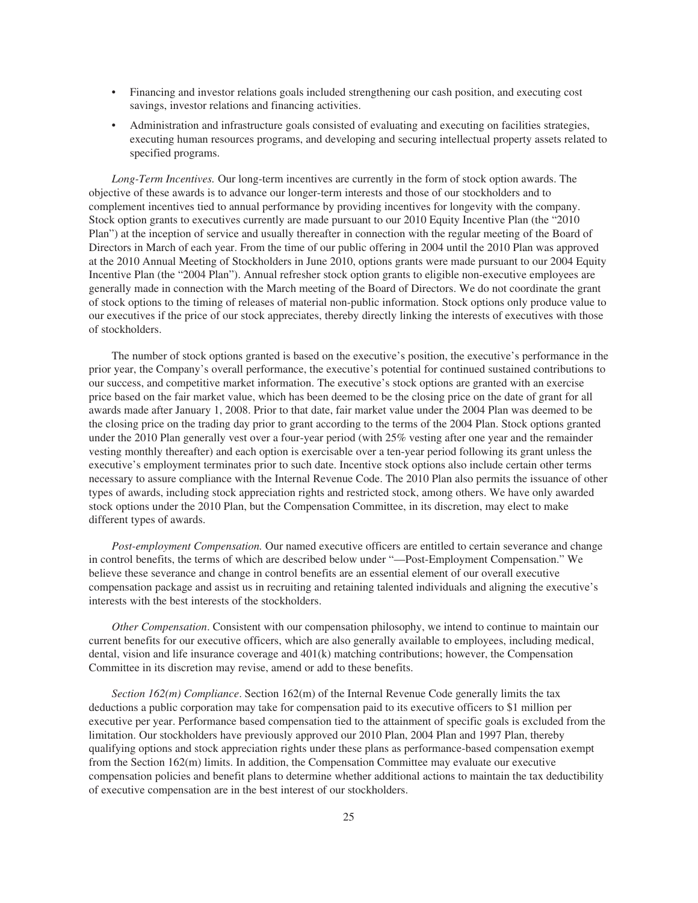- Financing and investor relations goals included strengthening our cash position, and executing cost savings, investor relations and financing activities.
- Administration and infrastructure goals consisted of evaluating and executing on facilities strategies, executing human resources programs, and developing and securing intellectual property assets related to specified programs.

*Long-Term Incentives.* Our long-term incentives are currently in the form of stock option awards. The objective of these awards is to advance our longer-term interests and those of our stockholders and to complement incentives tied to annual performance by providing incentives for longevity with the company. Stock option grants to executives currently are made pursuant to our 2010 Equity Incentive Plan (the "2010 Plan") at the inception of service and usually thereafter in connection with the regular meeting of the Board of Directors in March of each year. From the time of our public offering in 2004 until the 2010 Plan was approved at the 2010 Annual Meeting of Stockholders in June 2010, options grants were made pursuant to our 2004 Equity Incentive Plan (the "2004 Plan"). Annual refresher stock option grants to eligible non-executive employees are generally made in connection with the March meeting of the Board of Directors. We do not coordinate the grant of stock options to the timing of releases of material non-public information. Stock options only produce value to our executives if the price of our stock appreciates, thereby directly linking the interests of executives with those of stockholders.

The number of stock options granted is based on the executive's position, the executive's performance in the prior year, the Company's overall performance, the executive's potential for continued sustained contributions to our success, and competitive market information. The executive's stock options are granted with an exercise price based on the fair market value, which has been deemed to be the closing price on the date of grant for all awards made after January 1, 2008. Prior to that date, fair market value under the 2004 Plan was deemed to be the closing price on the trading day prior to grant according to the terms of the 2004 Plan. Stock options granted under the 2010 Plan generally vest over a four-year period (with 25% vesting after one year and the remainder vesting monthly thereafter) and each option is exercisable over a ten-year period following its grant unless the executive's employment terminates prior to such date. Incentive stock options also include certain other terms necessary to assure compliance with the Internal Revenue Code. The 2010 Plan also permits the issuance of other types of awards, including stock appreciation rights and restricted stock, among others. We have only awarded stock options under the 2010 Plan, but the Compensation Committee, in its discretion, may elect to make different types of awards.

*Post-employment Compensation.* Our named executive officers are entitled to certain severance and change in control benefits, the terms of which are described below under "—Post-Employment Compensation." We believe these severance and change in control benefits are an essential element of our overall executive compensation package and assist us in recruiting and retaining talented individuals and aligning the executive's interests with the best interests of the stockholders.

*Other Compensation*. Consistent with our compensation philosophy, we intend to continue to maintain our current benefits for our executive officers, which are also generally available to employees, including medical, dental, vision and life insurance coverage and 401(k) matching contributions; however, the Compensation Committee in its discretion may revise, amend or add to these benefits.

*Section 162(m) Compliance*. Section 162(m) of the Internal Revenue Code generally limits the tax deductions a public corporation may take for compensation paid to its executive officers to $1 million per executive per year. Performance based compensation tied to the attainment of specific goals is excluded from the limitation. Our stockholders have previously approved our 2010 Plan, 2004 Plan and 1997 Plan, thereby qualifying options and stock appreciation rights under these plans as performance-based compensation exempt from the Section 162(m) limits. In addition, the Compensation Committee may evaluate our executive compensation policies and benefit plans to determine whether additional actions to maintain the tax deductibility of executive compensation are in the best interest of our stockholders.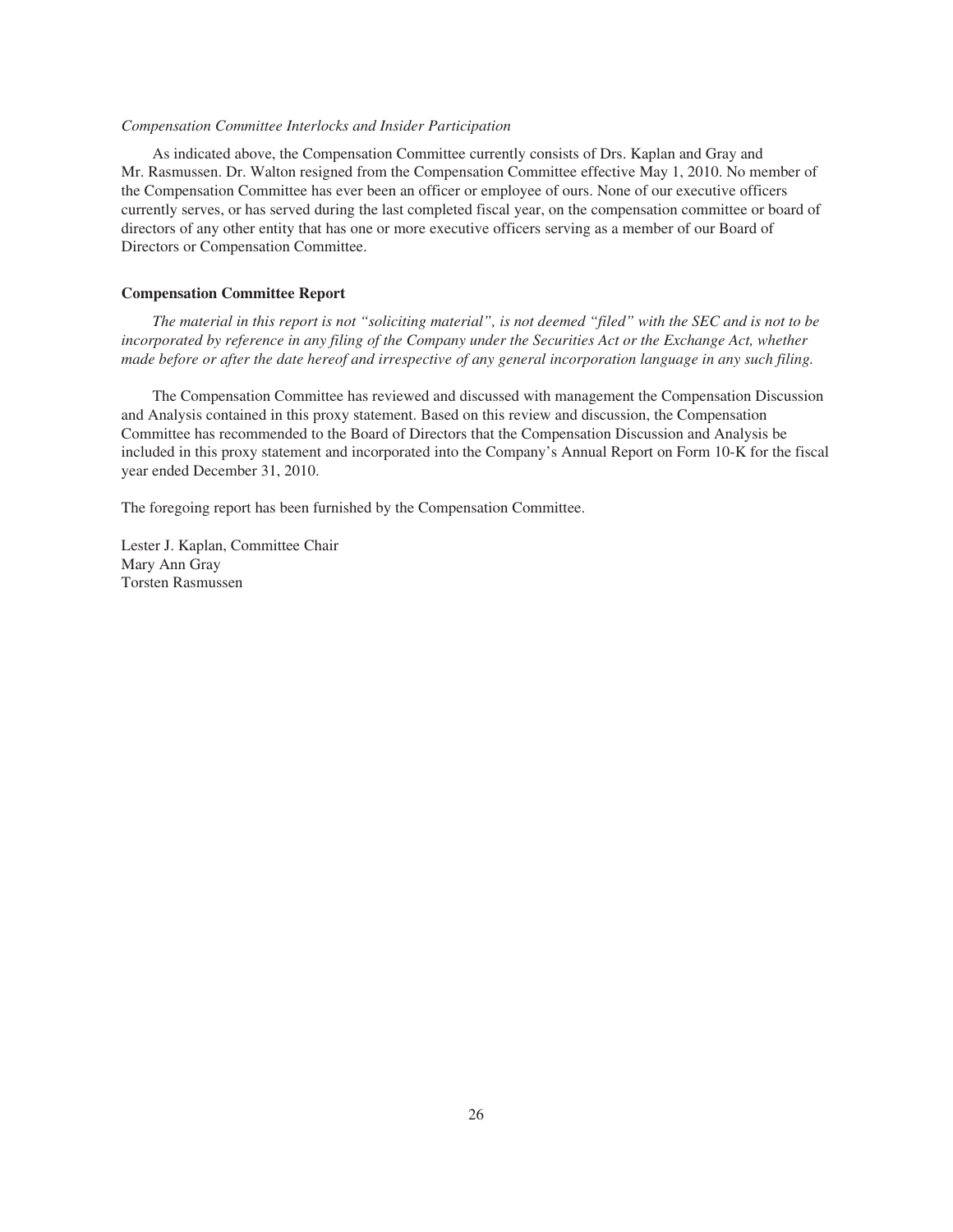*Compensation Committee Interlocks and Insider Participation*

As indicated above, the Compensation Committee currently consists of Drs. Kaplan and Gray and Mr. Rasmussen. Dr. Walton resigned from the Compensation Committee effective May 1, 2010. No member of the Compensation Committee has ever been an officer or employee of ours. None of our executive officers currently serves, or has served during the last completed fiscal year, on the compensation committee or board of directors of any other entity that has one or more executive officers serving as a member of our Board of Directors or Compensation Committee.

**Compensation Committee Report**

*The material in this report is not "soliciting material", is not deemed "filed" with the SEC and is not to be incorporated by reference in any filing of the Company under the Securities Act or the Exchange Act, whether made before or after the date hereof and irrespective of any general incorporation language in any such filing.*

The Compensation Committee has reviewed and discussed with management the Compensation Discussion and Analysis contained in this proxy statement. Based on this review and discussion, the Compensation Committee has recommended to the Board of Directors that the Compensation Discussion and Analysis be included in this proxy statement and incorporated into the Company's Annual Report on Form 10-K for the fiscal year ended December 31, 2010.

The foregoing report has been furnished by the Compensation Committee.

Lester J. Kaplan, Committee Chair
Mary Ann Gray
Torsten Rasmussen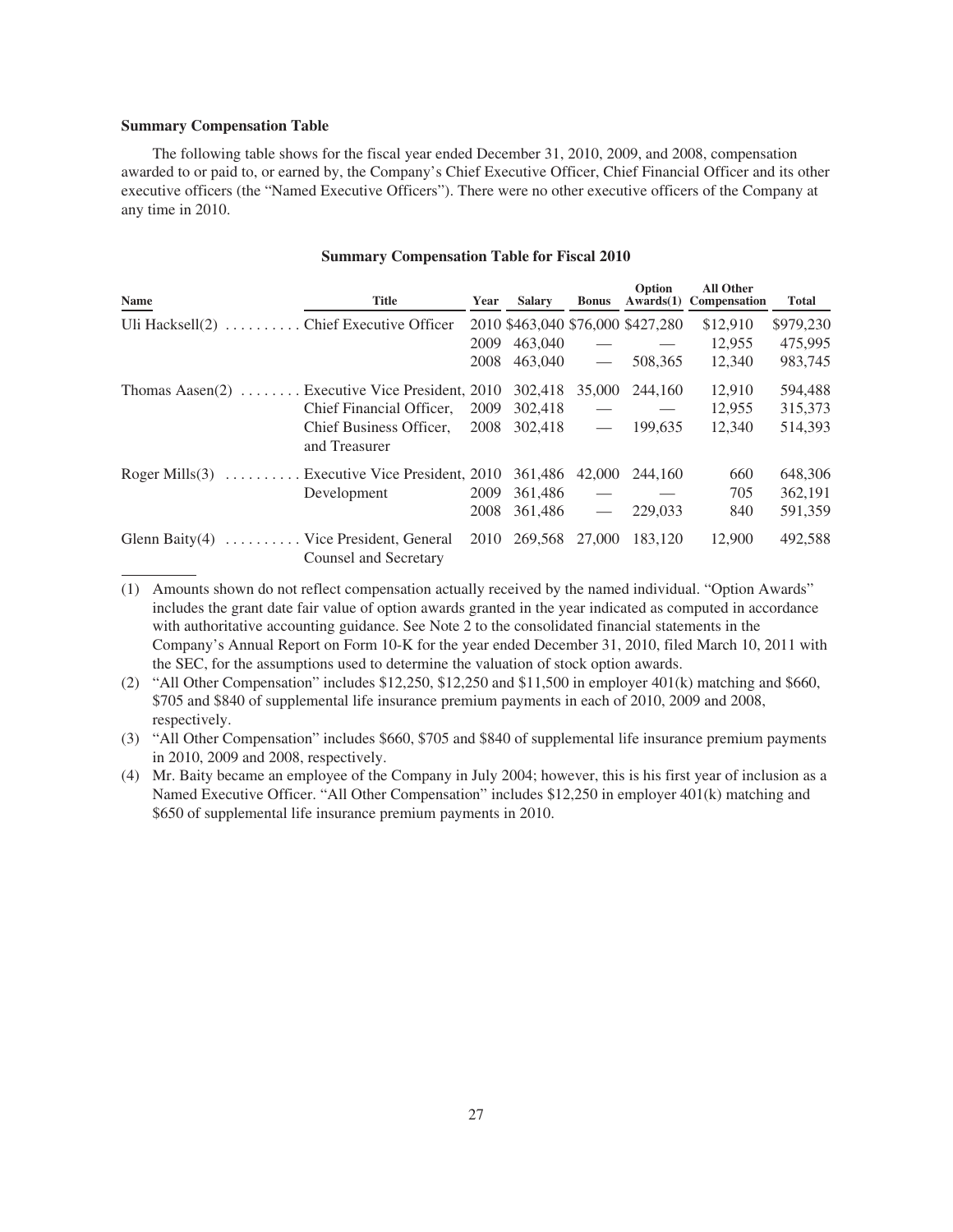**Summary Compensation Table**

The following table shows for the fiscal year ended December 31, 2010, 2009, and 2008, compensation awarded to or paid to, or earned by, the Company's Chief Executive Officer, Chief Financial Officer and its other executive officers (the "Named Executive Officers"). There were no other executive officers of the Company at any time in 2010.

**Summary Compensation Table for Fiscal 2010**

| Name | Title | Year | Salary | Bonus | Option Awards(1) | All Other Compensation | Total |
|---|---|---|---|---|---|---|---|
| Uli Hacksell(2) | Chief Executive Officer | 2010 | $463,040 | $76,000 | $427,280 | $12,910 | $979,230 |
| | | 2009 | 463,040 | — | — | 12,955 | 475,995 |
| | | 2008 | 463,040 | — | 508,365 | 12,340 | 983,745 |
| Thomas Aasen(2) | Executive Vice President, | 2010 | 302,418 | 35,000 | 244,160 | 12,910 | 594,488 |
| | Chief Financial Officer, | 2009 | 302,418 | — | — | 12,955 | 315,373 |
| | Chief Business Officer, and Treasurer | 2008 | 302,418 | — | 199,635 | 12,340 | 514,393 |
| Roger Mills(3) | Executive Vice President, | 2010 | 361,486 | 42,000 | 244,160 | 660 | 648,306 |
| | Development | 2009 | 361,486 | — | — | 705 | 362,191 |
| | | 2008 | 361,486 | — | 229,033 | 840 | 591,359 |
| Glenn Baity(4) | Vice President, General Counsel and Secretary | 2010 | 269,568 | 27,000 | 183,120 | 12,900 | 492,588 |

(1) Amounts shown do not reflect compensation actually received by the named individual. "Option Awards" includes the grant date fair value of option awards granted in the year indicated as computed in accordance with authoritative accounting guidance. See Note 2 to the consolidated financial statements in the Company's Annual Report on Form 10-K for the year ended December 31, 2010, filed March 10, 2011 with the SEC, for the assumptions used to determine the valuation of stock option awards.

(2) "All Other Compensation" includes $12,250, $12,250 and $11,500 in employer 401(k) matching and $660, $705 and $840 of supplemental life insurance premium payments in each of 2010, 2009 and 2008, respectively.

(3) "All Other Compensation" includes $660, $705 and $840 of supplemental life insurance premium payments in 2010, 2009 and 2008, respectively.

(4) Mr. Baity became an employee of the Company in July 2004; however, this is his first year of inclusion as a Named Executive Officer. "All Other Compensation" includes $12,250 in employer 401(k) matching and $650 of supplemental life insurance premium payments in 2010.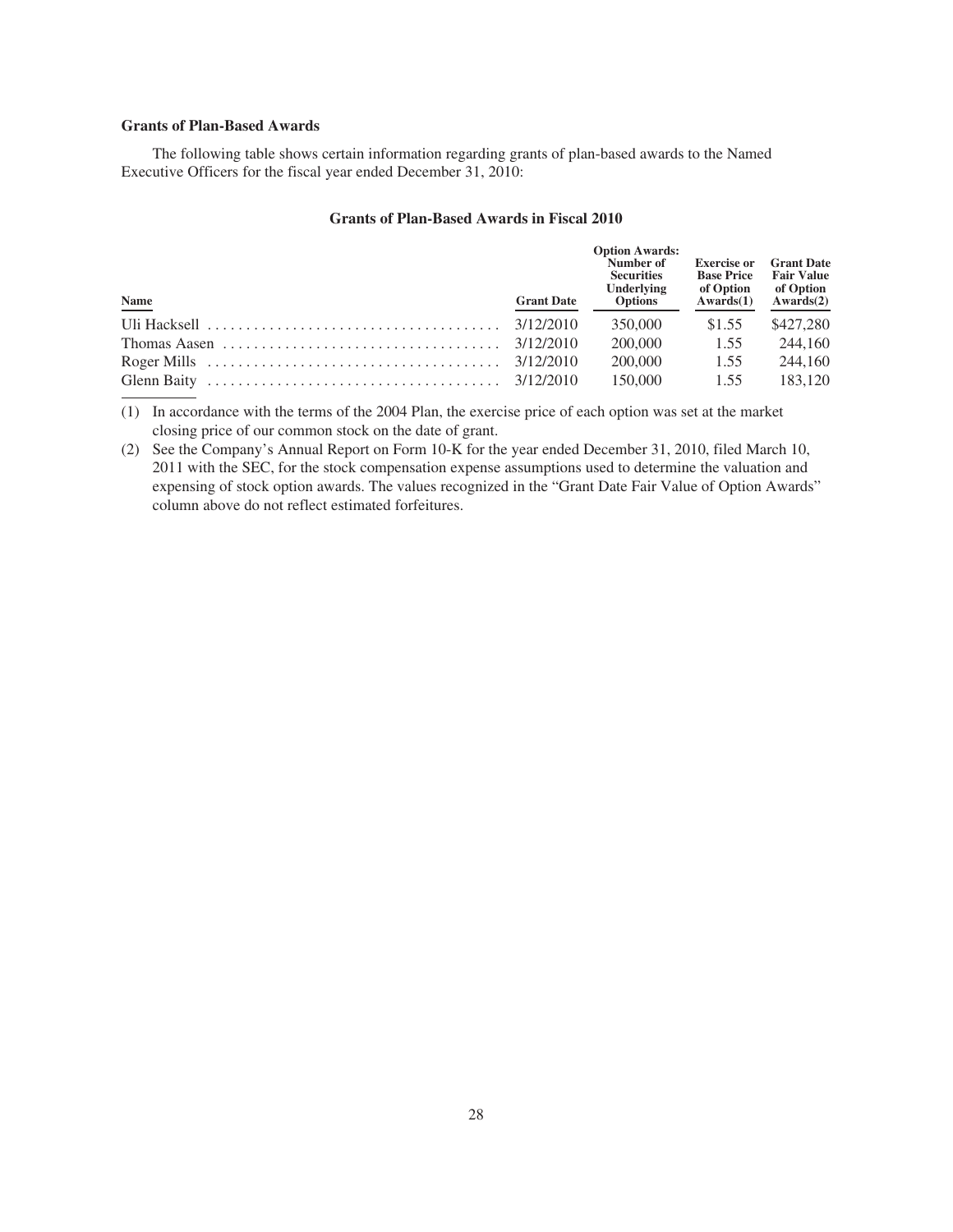### Grants of Plan-Based Awards

The following table shows certain information regarding grants of plan-based awards to the Named Executive Officers for the fiscal year ended December 31, 2010:

#### Grants of Plan-Based Awards in Fiscal 2010

| Name | Grant Date | Option Awards: Number of Securities Underlying Options | Exercise or Base Price of Option Awards(1) | Grant Date Fair Value of Option Awards(2) |
|---|---|---|---|---|
| Uli Hacksell | 3/12/2010 | 350,000 | $1.55 | $427,280 |
| Thomas Aasen | 3/12/2010 | 200,000 | 1.55 | 244,160 |
| Roger Mills | 3/12/2010 | 200,000 | 1.55 | 244,160 |
| Glenn Baity | 3/12/2010 | 150,000 | 1.55 | 183,120 |

(1) In accordance with the terms of the 2004 Plan, the exercise price of each option was set at the market closing price of our common stock on the date of grant.

(2) See the Company's Annual Report on Form 10-K for the year ended December 31, 2010, filed March 10, 2011 with the SEC, for the stock compensation expense assumptions used to determine the valuation and expensing of stock option awards. The values recognized in the "Grant Date Fair Value of Option Awards" column above do not reflect estimated forfeitures.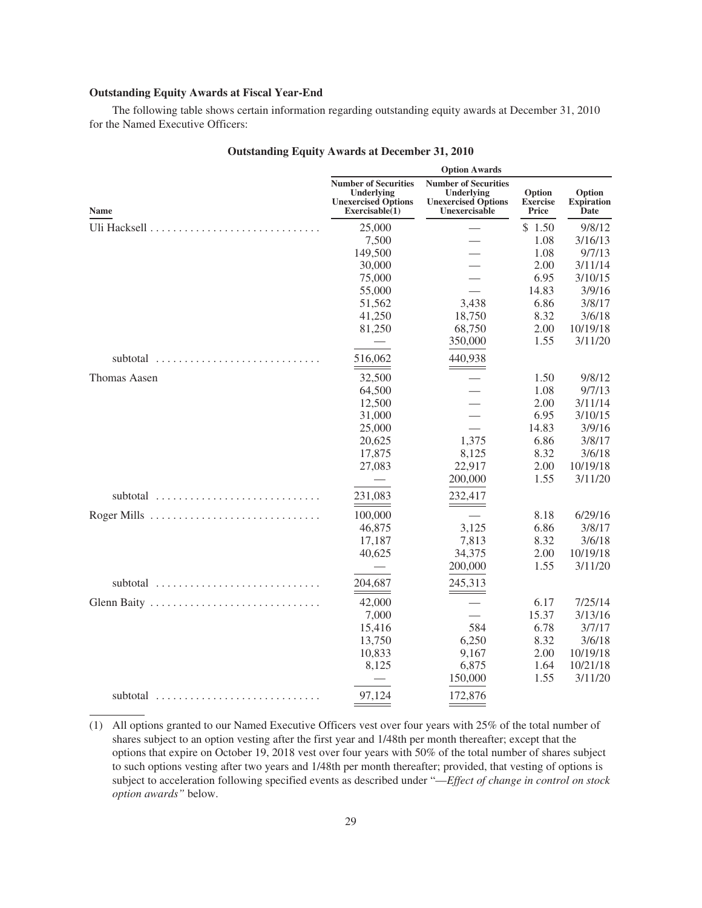**Outstanding Equity Awards at Fiscal Year-End**

The following table shows certain information regarding outstanding equity awards at December 31, 2010 for the Named Executive Officers:

**Outstanding Equity Awards at December 31, 2010**

| | Option Awards | | | |
|---|---|---|---|---|
| Name | Number of Securities Underlying Unexercised Options Exercisable(1) | Number of Securities Underlying Unexercised Options Unexercisable | Option Exercise Price | Option Expiration Date |
| Uli Hacksell | 25,000 | — | $ 1.50 | 9/8/12 |
| | 7,500 | — | 1.08 | 3/16/13 |
| | 149,500 | — | 1.08 | 9/7/13 |
| | 30,000 | — | 2.00 | 3/11/14 |
| | 75,000 | — | 6.95 | 3/10/15 |
| | 55,000 | — | 14.83 | 3/9/16 |
| | 51,562 | 3,438 | 6.86 | 3/8/17 |
| | 41,250 | 18,750 | 8.32 | 3/6/18 |
| | 81,250 | 68,750 | 2.00 | 10/19/18 |
| | — | 350,000 | 1.55 | 3/11/20 |
| subtotal | 516,062 | 440,938 | | |
| Thomas Aasen | 32,500 | — | 1.50 | 9/8/12 |
| | 64,500 | — | 1.08 | 9/7/13 |
| | 12,500 | — | 2.00 | 3/11/14 |
| | 31,000 | — | 6.95 | 3/10/15 |
| | 25,000 | — | 14.83 | 3/9/16 |
| | 20,625 | 1,375 | 6.86 | 3/8/17 |
| | 17,875 | 8,125 | 8.32 | 3/6/18 |
| | 27,083 | 22,917 | 2.00 | 10/19/18 |
| | — | 200,000 | 1.55 | 3/11/20 |
| subtotal | 231,083 | 232,417 | | |
| Roger Mills | 100,000 | — | 8.18 | 6/29/16 |
| | 46,875 | 3,125 | 6.86 | 3/8/17 |
| | 17,187 | 7,813 | 8.32 | 3/6/18 |
| | 40,625 | 34,375 | 2.00 | 10/19/18 |
| | — | 200,000 | 1.55 | 3/11/20 |
| subtotal | 204,687 | 245,313 | | |
| Glenn Baity | 42,000 | — | 6.17 | 7/25/14 |
| | 7,000 | — | 15.37 | 3/13/16 |
| | 15,416 | 584 | 6.78 | 3/7/17 |
| | 13,750 | 6,250 | 8.32 | 3/6/18 |
| | 10,833 | 9,167 | 2.00 | 10/19/18 |
| | 8,125 | 6,875 | 1.64 | 10/21/18 |
| | — | 150,000 | 1.55 | 3/11/20 |
| subtotal | 97,124 | 172,876 | | |

(1) All options granted to our Named Executive Officers vest over four years with 25% of the total number of shares subject to an option vesting after the first year and 1/48th per month thereafter; except that the options that expire on October 19, 2018 vest over four years with 50% of the total number of shares subject to such options vesting after two years and 1/48th per month thereafter; provided, that vesting of options is subject to acceleration following specified events as described under "*—Effect of change in control on stock option awards*" below.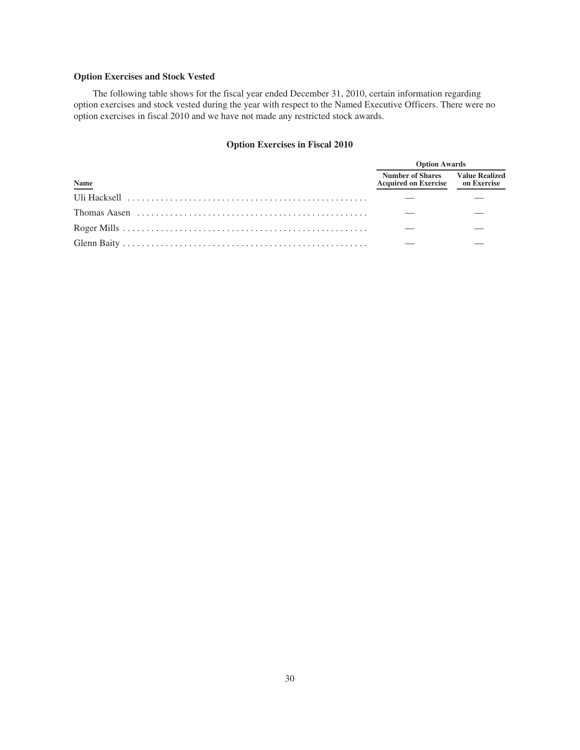### Option Exercises and Stock Vested

The following table shows for the fiscal year ended December 31, 2010, certain information regarding option exercises and stock vested during the year with respect to the Named Executive Officers. There were no option exercises in fiscal 2010 and we have not made any restricted stock awards.

#### Option Exercises in Fiscal 2010

| | Option Awards | |
|---|---|---|
| Name | Number of Shares Acquired on Exercise | Value Realized on Exercise |
| Uli Hacksell | — | — |
| Thomas Aasen | — | — |
| Roger Mills | — | — |
| Glenn Baity | — | — |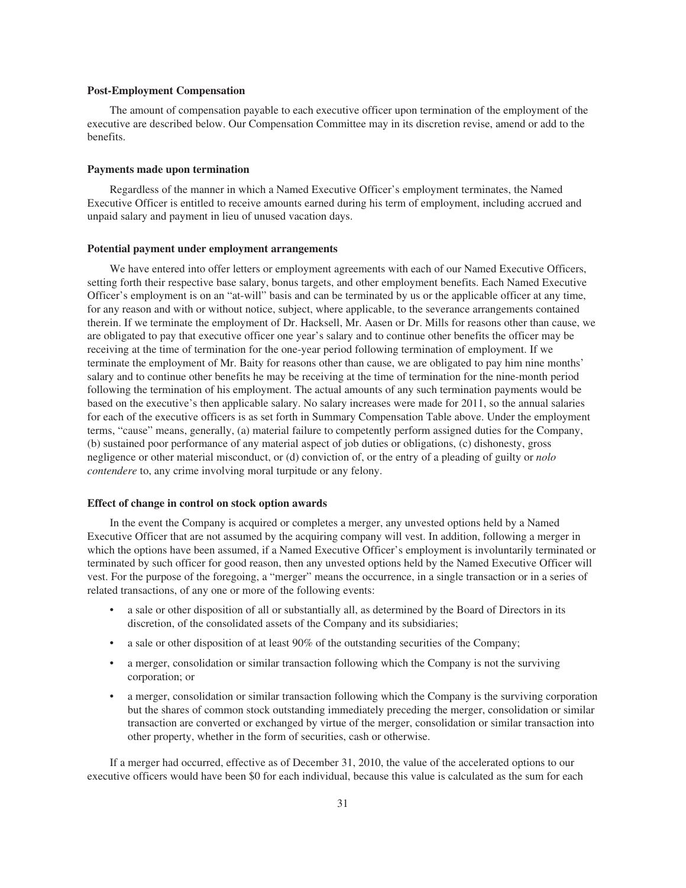**Post-Employment Compensation**

The amount of compensation payable to each executive officer upon termination of the employment of the executive are described below. Our Compensation Committee may in its discretion revise, amend or add to the benefits.

**Payments made upon termination**

Regardless of the manner in which a Named Executive Officer's employment terminates, the Named Executive Officer is entitled to receive amounts earned during his term of employment, including accrued and unpaid salary and payment in lieu of unused vacation days.

**Potential payment under employment arrangements**

We have entered into offer letters or employment agreements with each of our Named Executive Officers, setting forth their respective base salary, bonus targets, and other employment benefits. Each Named Executive Officer's employment is on an "at-will" basis and can be terminated by us or the applicable officer at any time, for any reason and with or without notice, subject, where applicable, to the severance arrangements contained therein. If we terminate the employment of Dr. Hacksell, Mr. Aasen or Dr. Mills for reasons other than cause, we are obligated to pay that executive officer one year's salary and to continue other benefits the officer may be receiving at the time of termination for the one-year period following termination of employment. If we terminate the employment of Mr. Baity for reasons other than cause, we are obligated to pay him nine months' salary and to continue other benefits he may be receiving at the time of termination for the nine-month period following the termination of his employment. The actual amounts of any such termination payments would be based on the executive's then applicable salary. No salary increases were made for 2011, so the annual salaries for each of the executive officers is as set forth in Summary Compensation Table above. Under the employment terms, "cause" means, generally, (a) material failure to competently perform assigned duties for the Company, (b) sustained poor performance of any material aspect of job duties or obligations, (c) dishonesty, gross negligence or other material misconduct, or (d) conviction of, or the entry of a pleading of guilty or *nolo contendere* to, any crime involving moral turpitude or any felony.

**Effect of change in control on stock option awards**

In the event the Company is acquired or completes a merger, any unvested options held by a Named Executive Officer that are not assumed by the acquiring company will vest. In addition, following a merger in which the options have been assumed, if a Named Executive Officer's employment is involuntarily terminated or terminated by such officer for good reason, then any unvested options held by the Named Executive Officer will vest. For the purpose of the foregoing, a "merger" means the occurrence, in a single transaction or in a series of related transactions, of any one or more of the following events:

- a sale or other disposition of all or substantially all, as determined by the Board of Directors in its discretion, of the consolidated assets of the Company and its subsidiaries;
- a sale or other disposition of at least 90% of the outstanding securities of the Company;
- a merger, consolidation or similar transaction following which the Company is not the surviving corporation; or
- a merger, consolidation or similar transaction following which the Company is the surviving corporation but the shares of common stock outstanding immediately preceding the merger, consolidation or similar transaction are converted or exchanged by virtue of the merger, consolidation or similar transaction into other property, whether in the form of securities, cash or otherwise.

If a merger had occurred, effective as of December 31, 2010, the value of the accelerated options to our executive officers would have been $0 for each individual, because this value is calculated as the sum for each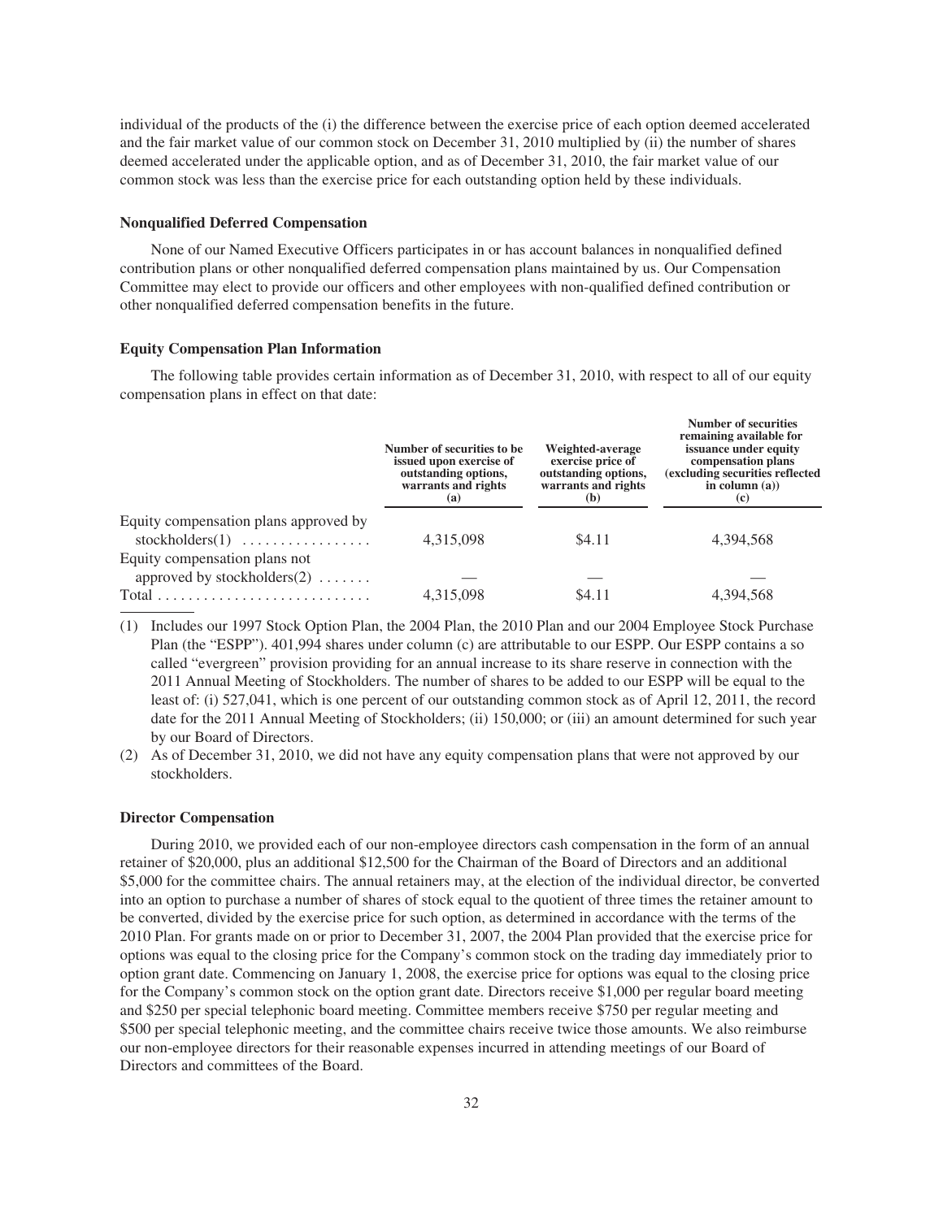individual of the products of the (i) the difference between the exercise price of each option deemed accelerated and the fair market value of our common stock on December 31, 2010 multiplied by (ii) the number of shares deemed accelerated under the applicable option, and as of December 31, 2010, the fair market value of our common stock was less than the exercise price for each outstanding option held by these individuals.

### Nonqualified Deferred Compensation

None of our Named Executive Officers participates in or has account balances in nonqualified defined contribution plans or other nonqualified deferred compensation plans maintained by us. Our Compensation Committee may elect to provide our officers and other employees with non-qualified defined contribution or other nonqualified deferred compensation benefits in the future.

### Equity Compensation Plan Information

The following table provides certain information as of December 31, 2010, with respect to all of our equity compensation plans in effect on that date:

| | Number of securities to be issued upon exercise of outstanding options, warrants and rights (a) | Weighted-average exercise price of outstanding options, warrants and rights (b) | Number of securities remaining available for issuance under equity compensation plans (excluding securities reflected in column (a)) (c) |
|---|---|---|---|
| Equity compensation plans approved by stockholders(1) | 4,315,098 | $4.11 | 4,394,568 |
| Equity compensation plans not approved by stockholders(2) | — | — | — |
| Total | 4,315,098 | $4.11 | 4,394,568 |

(1) Includes our 1997 Stock Option Plan, the 2004 Plan, the 2010 Plan and our 2004 Employee Stock Purchase Plan (the "ESPP"). 401,994 shares under column (c) are attributable to our ESPP. Our ESPP contains a so called "evergreen" provision providing for an annual increase to its share reserve in connection with the 2011 Annual Meeting of Stockholders. The number of shares to be added to our ESPP will be equal to the least of: (i) 527,041, which is one percent of our outstanding common stock as of April 12, 2011, the record date for the 2011 Annual Meeting of Stockholders; (ii) 150,000; or (iii) an amount determined for such year by our Board of Directors.

(2) As of December 31, 2010, we did not have any equity compensation plans that were not approved by our stockholders.

### Director Compensation

During 2010, we provided each of our non-employee directors cash compensation in the form of an annual retainer of $20,000, plus an additional $12,500 for the Chairman of the Board of Directors and an additional $5,000 for the committee chairs. The annual retainers may, at the election of the individual director, be converted into an option to purchase a number of shares of stock equal to the quotient of three times the retainer amount to be converted, divided by the exercise price for such option, as determined in accordance with the terms of the 2010 Plan. For grants made on or prior to December 31, 2007, the 2004 Plan provided that the exercise price for options was equal to the closing price for the Company's common stock on the trading day immediately prior to option grant date. Commencing on January 1, 2008, the exercise price for options was equal to the closing price for the Company's common stock on the option grant date. Directors receive $1,000 per regular board meeting and $250 per special telephonic board meeting. Committee members receive $750 per regular meeting and $500 per special telephonic meeting, and the committee chairs receive twice those amounts. We also reimburse our non-employee directors for their reasonable expenses incurred in attending meetings of our Board of Directors and committees of the Board.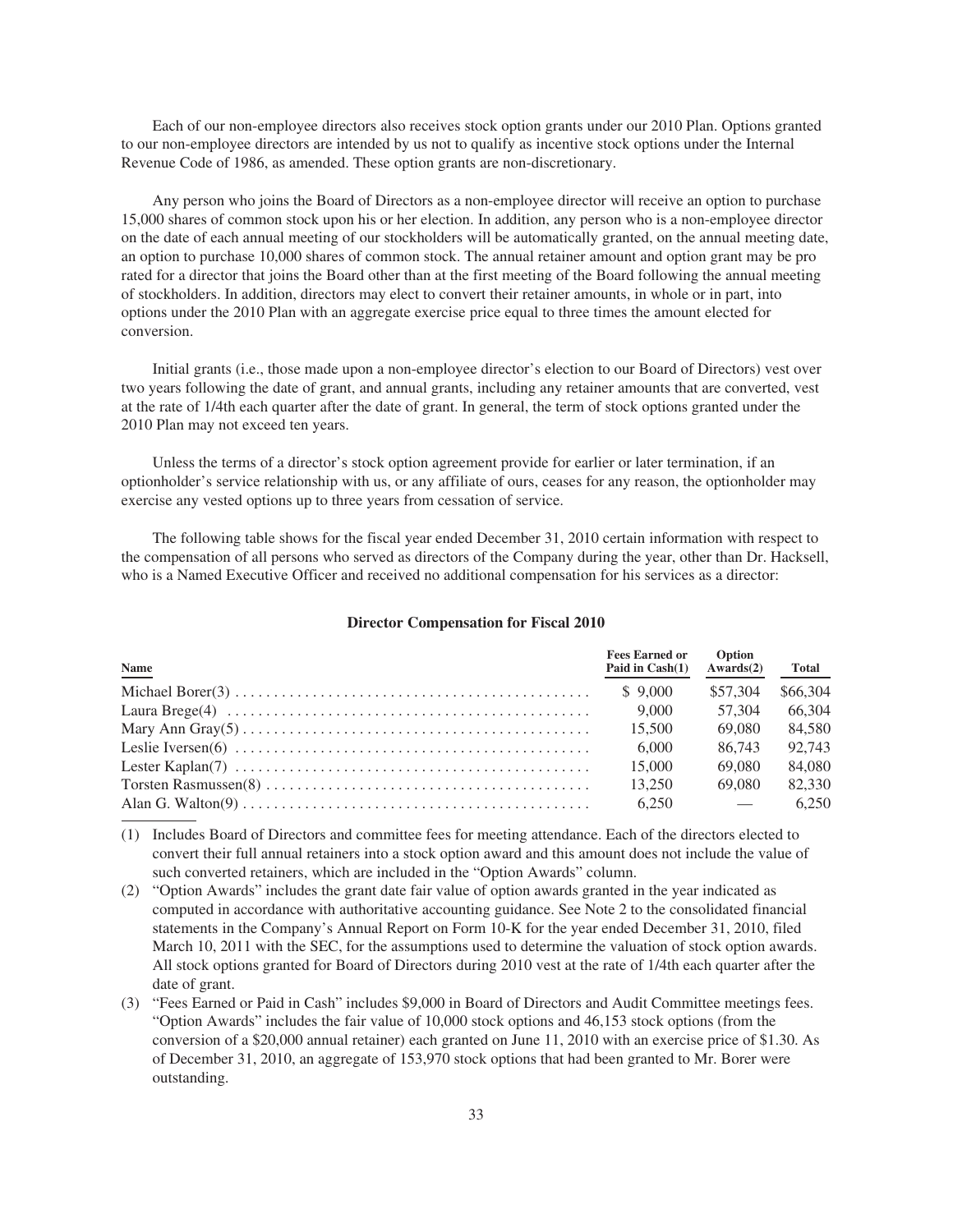Each of our non-employee directors also receives stock option grants under our 2010 Plan. Options granted to our non-employee directors are intended by us not to qualify as incentive stock options under the Internal Revenue Code of 1986, as amended. These option grants are non-discretionary.

Any person who joins the Board of Directors as a non-employee director will receive an option to purchase 15,000 shares of common stock upon his or her election. In addition, any person who is a non-employee director on the date of each annual meeting of our stockholders will be automatically granted, on the annual meeting date, an option to purchase 10,000 shares of common stock. The annual retainer amount and option grant may be pro rated for a director that joins the Board other than at the first meeting of the Board following the annual meeting of stockholders. In addition, directors may elect to convert their retainer amounts, in whole or in part, into options under the 2010 Plan with an aggregate exercise price equal to three times the amount elected for conversion.

Initial grants (i.e., those made upon a non-employee director's election to our Board of Directors) vest over two years following the date of grant, and annual grants, including any retainer amounts that are converted, vest at the rate of 1/4th each quarter after the date of grant. In general, the term of stock options granted under the 2010 Plan may not exceed ten years.

Unless the terms of a director's stock option agreement provide for earlier or later termination, if an optionholder's service relationship with us, or any affiliate of ours, ceases for any reason, the optionholder may exercise any vested options up to three years from cessation of service.

The following table shows for the fiscal year ended December 31, 2010 certain information with respect to the compensation of all persons who served as directors of the Company during the year, other than Dr. Hacksell, who is a Named Executive Officer and received no additional compensation for his services as a director:

**Director Compensation for Fiscal 2010**

| Name | Fees Earned or Paid in Cash(1) | Option Awards(2) | Total |
|---|---|---|---|
| Michael Borer(3) | $ 9,000 | $57,304 | $66,304 |
| Laura Brege(4) | 9,000 | 57,304 | 66,304 |
| Mary Ann Gray(5) | 15,500 | 69,080 | 84,580 |
| Leslie Iversen(6) | 6,000 | 86,743 | 92,743 |
| Lester Kaplan(7) | 15,000 | 69,080 | 84,080 |
| Torsten Rasmussen(8) | 13,250 | 69,080 | 82,330 |
| Alan G. Walton(9) | 6,250 | — | 6,250 |

(1) Includes Board of Directors and committee fees for meeting attendance. Each of the directors elected to convert their full annual retainers into a stock option award and this amount does not include the value of such converted retainers, which are included in the "Option Awards" column.

(2) "Option Awards" includes the grant date fair value of option awards granted in the year indicated as computed in accordance with authoritative accounting guidance. See Note 2 to the consolidated financial statements in the Company's Annual Report on Form 10-K for the year ended December 31, 2010, filed March 10, 2011 with the SEC, for the assumptions used to determine the valuation of stock option awards. All stock options granted for Board of Directors during 2010 vest at the rate of 1/4th each quarter after the date of grant.

(3) "Fees Earned or Paid in Cash" includes $9,000 in Board of Directors and Audit Committee meetings fees. "Option Awards" includes the fair value of 10,000 stock options and 46,153 stock options (from the conversion of a $20,000 annual retainer) each granted on June 11, 2010 with an exercise price of $1.30. As of December 31, 2010, an aggregate of 153,970 stock options that had been granted to Mr. Borer were outstanding.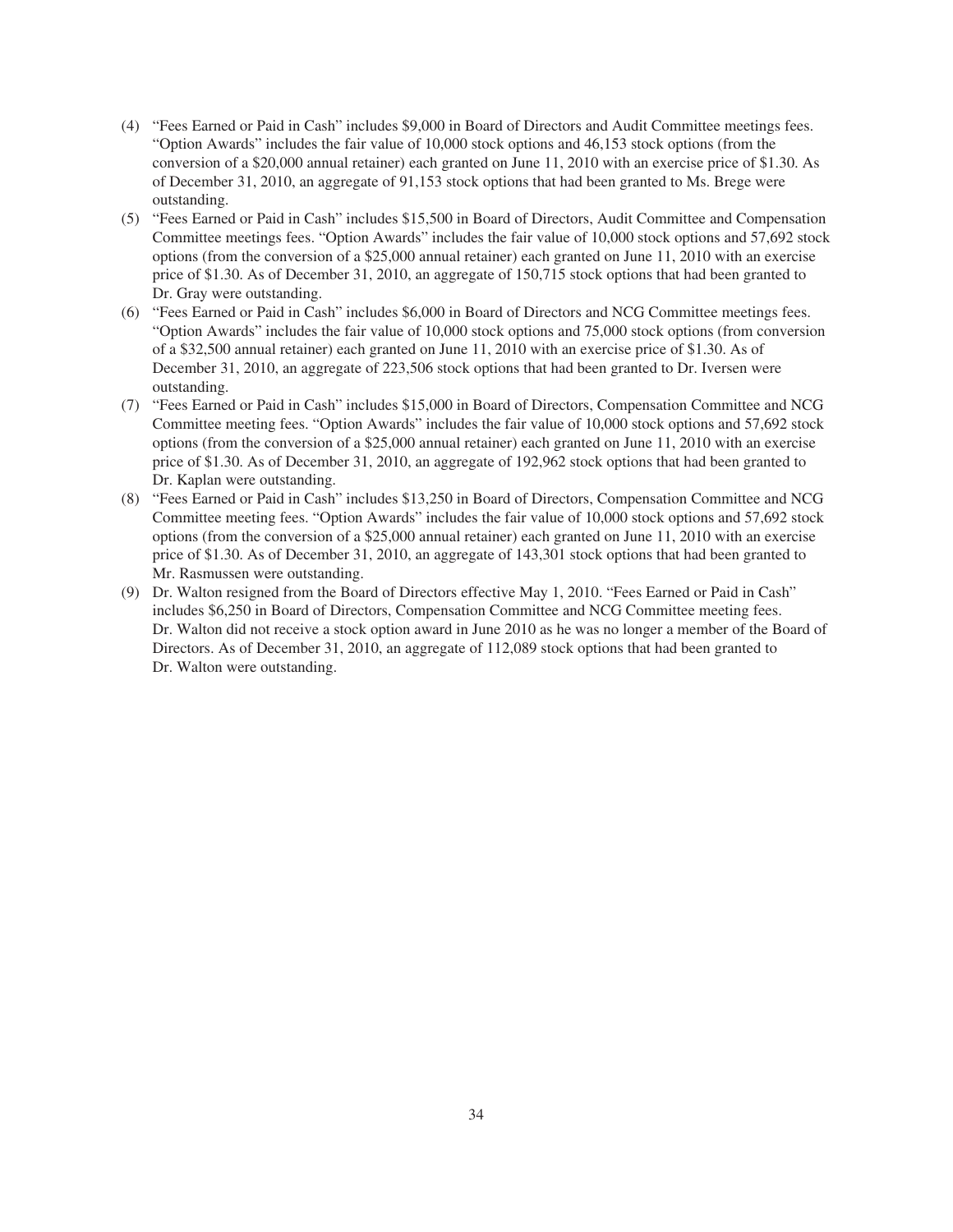(4) "Fees Earned or Paid in Cash" includes $9,000 in Board of Directors and Audit Committee meetings fees. "Option Awards" includes the fair value of 10,000 stock options and 46,153 stock options (from the conversion of a $20,000 annual retainer) each granted on June 11, 2010 with an exercise price of $1.30. As of December 31, 2010, an aggregate of 91,153 stock options that had been granted to Ms. Brege were outstanding.

(5) "Fees Earned or Paid in Cash" includes $15,500 in Board of Directors, Audit Committee and Compensation Committee meetings fees. "Option Awards" includes the fair value of 10,000 stock options and 57,692 stock options (from the conversion of a $25,000 annual retainer) each granted on June 11, 2010 with an exercise price of $1.30. As of December 31, 2010, an aggregate of 150,715 stock options that had been granted to Dr. Gray were outstanding.

(6) "Fees Earned or Paid in Cash" includes $6,000 in Board of Directors and NCG Committee meetings fees. "Option Awards" includes the fair value of 10,000 stock options and 75,000 stock options (from conversion of a $32,500 annual retainer) each granted on June 11, 2010 with an exercise price of $1.30. As of December 31, 2010, an aggregate of 223,506 stock options that had been granted to Dr. Iversen were outstanding.

(7) "Fees Earned or Paid in Cash" includes $15,000 in Board of Directors, Compensation Committee and NCG Committee meeting fees. "Option Awards" includes the fair value of 10,000 stock options and 57,692 stock options (from the conversion of a $25,000 annual retainer) each granted on June 11, 2010 with an exercise price of $1.30. As of December 31, 2010, an aggregate of 192,962 stock options that had been granted to Dr. Kaplan were outstanding.

(8) "Fees Earned or Paid in Cash" includes $13,250 in Board of Directors, Compensation Committee and NCG Committee meeting fees. "Option Awards" includes the fair value of 10,000 stock options and 57,692 stock options (from the conversion of a $25,000 annual retainer) each granted on June 11, 2010 with an exercise price of $1.30. As of December 31, 2010, an aggregate of 143,301 stock options that had been granted to Mr. Rasmussen were outstanding.

(9) Dr. Walton resigned from the Board of Directors effective May 1, 2010. "Fees Earned or Paid in Cash" includes $6,250 in Board of Directors, Compensation Committee and NCG Committee meeting fees. Dr. Walton did not receive a stock option award in June 2010 as he was no longer a member of the Board of Directors. As of December 31, 2010, an aggregate of 112,089 stock options that had been granted to Dr. Walton were outstanding.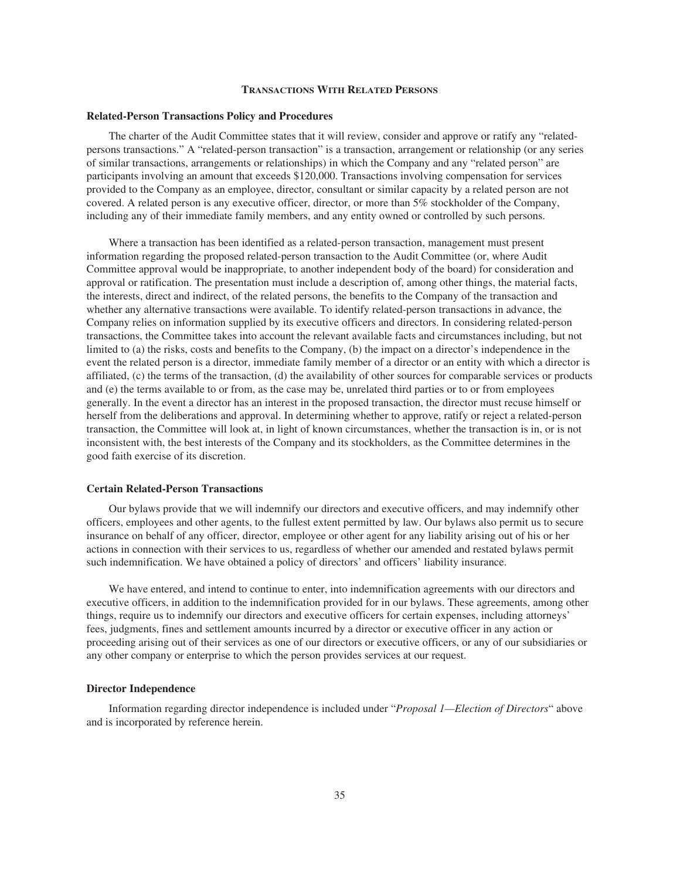## Transactions With Related Persons

### Related-Person Transactions Policy and Procedures

The charter of the Audit Committee states that it will review, consider and approve or ratify any "related-persons transactions." A "related-person transaction" is a transaction, arrangement or relationship (or any series of similar transactions, arrangements or relationships) in which the Company and any "related person" are participants involving an amount that exceeds $120,000. Transactions involving compensation for services provided to the Company as an employee, director, consultant or similar capacity by a related person are not covered. A related person is any executive officer, director, or more than 5% stockholder of the Company, including any of their immediate family members, and any entity owned or controlled by such persons.

Where a transaction has been identified as a related-person transaction, management must present information regarding the proposed related-person transaction to the Audit Committee (or, where Audit Committee approval would be inappropriate, to another independent body of the board) for consideration and approval or ratification. The presentation must include a description of, among other things, the material facts, the interests, direct and indirect, of the related persons, the benefits to the Company of the transaction and whether any alternative transactions were available. To identify related-person transactions in advance, the Company relies on information supplied by its executive officers and directors. In considering related-person transactions, the Committee takes into account the relevant available facts and circumstances including, but not limited to (a) the risks, costs and benefits to the Company, (b) the impact on a director's independence in the event the related person is a director, immediate family member of a director or an entity with which a director is affiliated, (c) the terms of the transaction, (d) the availability of other sources for comparable services or products and (e) the terms available to or from, as the case may be, unrelated third parties or to or from employees generally. In the event a director has an interest in the proposed transaction, the director must recuse himself or herself from the deliberations and approval. In determining whether to approve, ratify or reject a related-person transaction, the Committee will look at, in light of known circumstances, whether the transaction is in, or is not inconsistent with, the best interests of the Company and its stockholders, as the Committee determines in the good faith exercise of its discretion.

### Certain Related-Person Transactions

Our bylaws provide that we will indemnify our directors and executive officers, and may indemnify other officers, employees and other agents, to the fullest extent permitted by law. Our bylaws also permit us to secure insurance on behalf of any officer, director, employee or other agent for any liability arising out of his or her actions in connection with their services to us, regardless of whether our amended and restated bylaws permit such indemnification. We have obtained a policy of directors' and officers' liability insurance.

We have entered, and intend to continue to enter, into indemnification agreements with our directors and executive officers, in addition to the indemnification provided for in our bylaws. These agreements, among other things, require us to indemnify our directors and executive officers for certain expenses, including attorneys' fees, judgments, fines and settlement amounts incurred by a director or executive officer in any action or proceeding arising out of their services as one of our directors or executive officers, or any of our subsidiaries or any other company or enterprise to which the person provides services at our request.

### Director Independence

Information regarding director independence is included under "*Proposal 1—Election of Directors*" above and is incorporated by reference herein.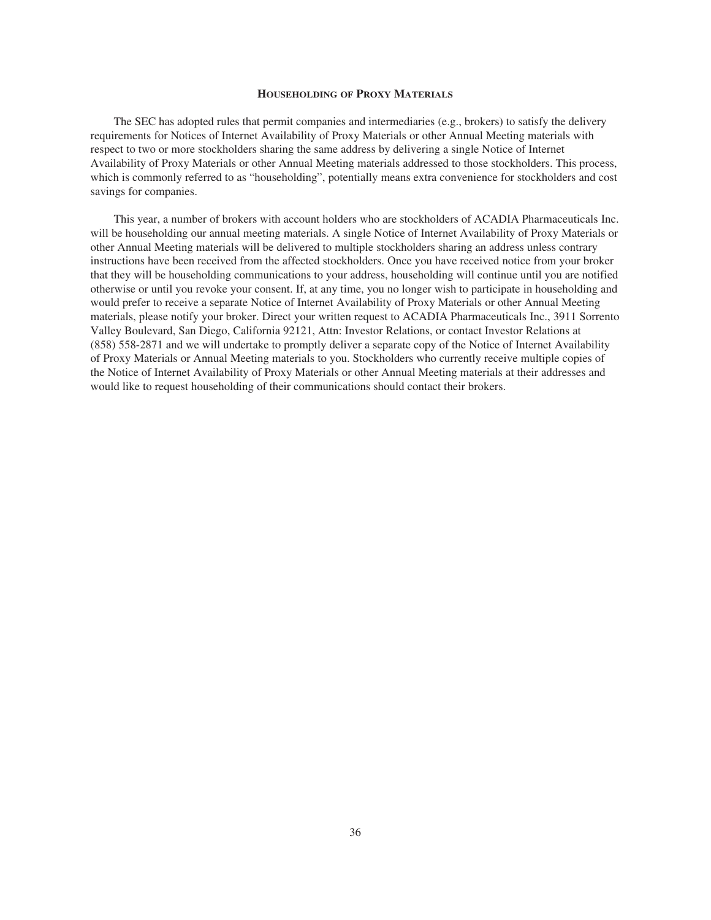## Householding of Proxy Materials

The SEC has adopted rules that permit companies and intermediaries (e.g., brokers) to satisfy the delivery requirements for Notices of Internet Availability of Proxy Materials or other Annual Meeting materials with respect to two or more stockholders sharing the same address by delivering a single Notice of Internet Availability of Proxy Materials or other Annual Meeting materials addressed to those stockholders. This process, which is commonly referred to as "householding", potentially means extra convenience for stockholders and cost savings for companies.

This year, a number of brokers with account holders who are stockholders of ACADIA Pharmaceuticals Inc. will be householding our annual meeting materials. A single Notice of Internet Availability of Proxy Materials or other Annual Meeting materials will be delivered to multiple stockholders sharing an address unless contrary instructions have been received from the affected stockholders. Once you have received notice from your broker that they will be householding communications to your address, householding will continue until you are notified otherwise or until you revoke your consent. If, at any time, you no longer wish to participate in householding and would prefer to receive a separate Notice of Internet Availability of Proxy Materials or other Annual Meeting materials, please notify your broker. Direct your written request to ACADIA Pharmaceuticals Inc., 3911 Sorrento Valley Boulevard, San Diego, California 92121, Attn: Investor Relations, or contact Investor Relations at (858) 558-2871 and we will undertake to promptly deliver a separate copy of the Notice of Internet Availability of Proxy Materials or Annual Meeting materials to you. Stockholders who currently receive multiple copies of the Notice of Internet Availability of Proxy Materials or other Annual Meeting materials at their addresses and would like to request householding of their communications should contact their brokers.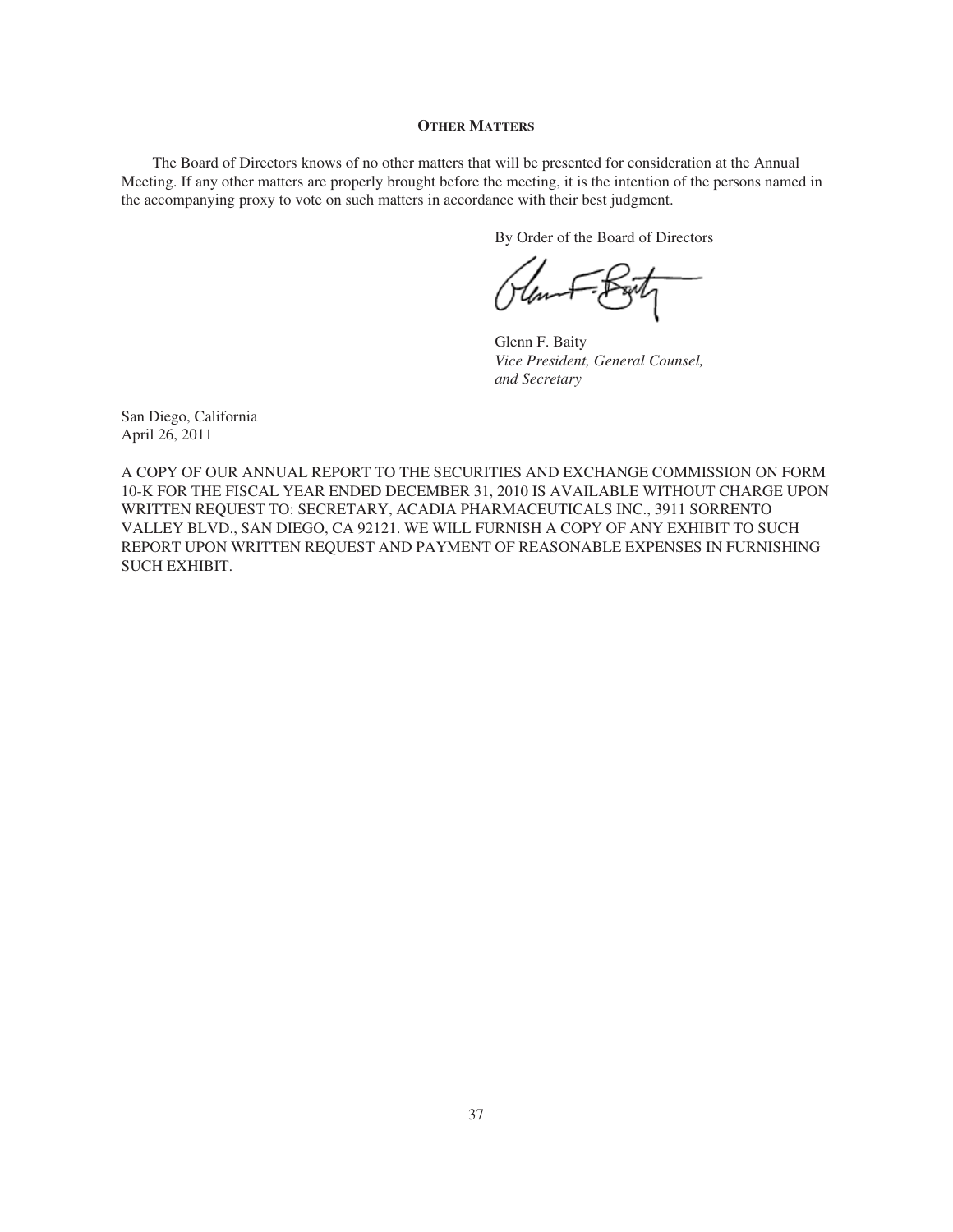## OTHER MATTERS

The Board of Directors knows of no other matters that will be presented for consideration at the Annual Meeting. If any other matters are properly brought before the meeting, it is the intention of the persons named in the accompanying proxy to vote on such matters in accordance with their best judgment.

By Order of the Board of Directors

Glenn F. Baity
*Vice President, General Counsel, and Secretary*

San Diego, California
April 26, 2011

A COPY OF OUR ANNUAL REPORT TO THE SECURITIES AND EXCHANGE COMMISSION ON FORM 10-K FOR THE FISCAL YEAR ENDED DECEMBER 31, 2010 IS AVAILABLE WITHOUT CHARGE UPON WRITTEN REQUEST TO: SECRETARY, ACADIA PHARMACEUTICALS INC., 3911 SORRENTO VALLEY BLVD., SAN DIEGO, CA 92121. WE WILL FURNISH A COPY OF ANY EXHIBIT TO SUCH REPORT UPON WRITTEN REQUEST AND PAYMENT OF REASONABLE EXPENSES IN FURNISHING SUCH EXHIBIT.